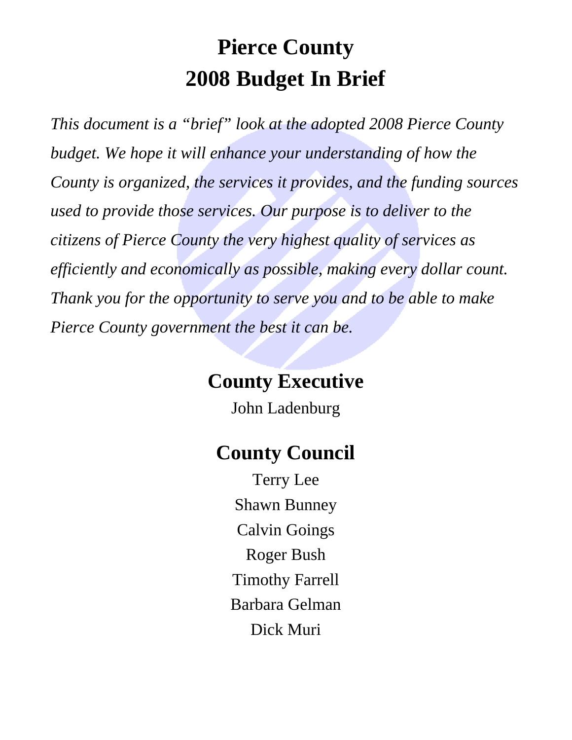# Pierce County
# 2008 Budget In Brief

*This document is a "brief" look at the adopted 2008 Pierce County budget. We hope it will enhance your understanding of how the County is organized, the services it provides, and the funding sources used to provide those services. Our purpose is to deliver to the citizens of Pierce County the very highest quality of services as efficiently and economically as possible, making every dollar count. Thank you for the opportunity to serve you and to be able to make Pierce County government the best it can be.*

## County Executive

John Ladenburg

## County Council

Terry Lee

Shawn Bunney

Calvin Goings

Roger Bush

Timothy Farrell

Barbara Gelman

Dick Muri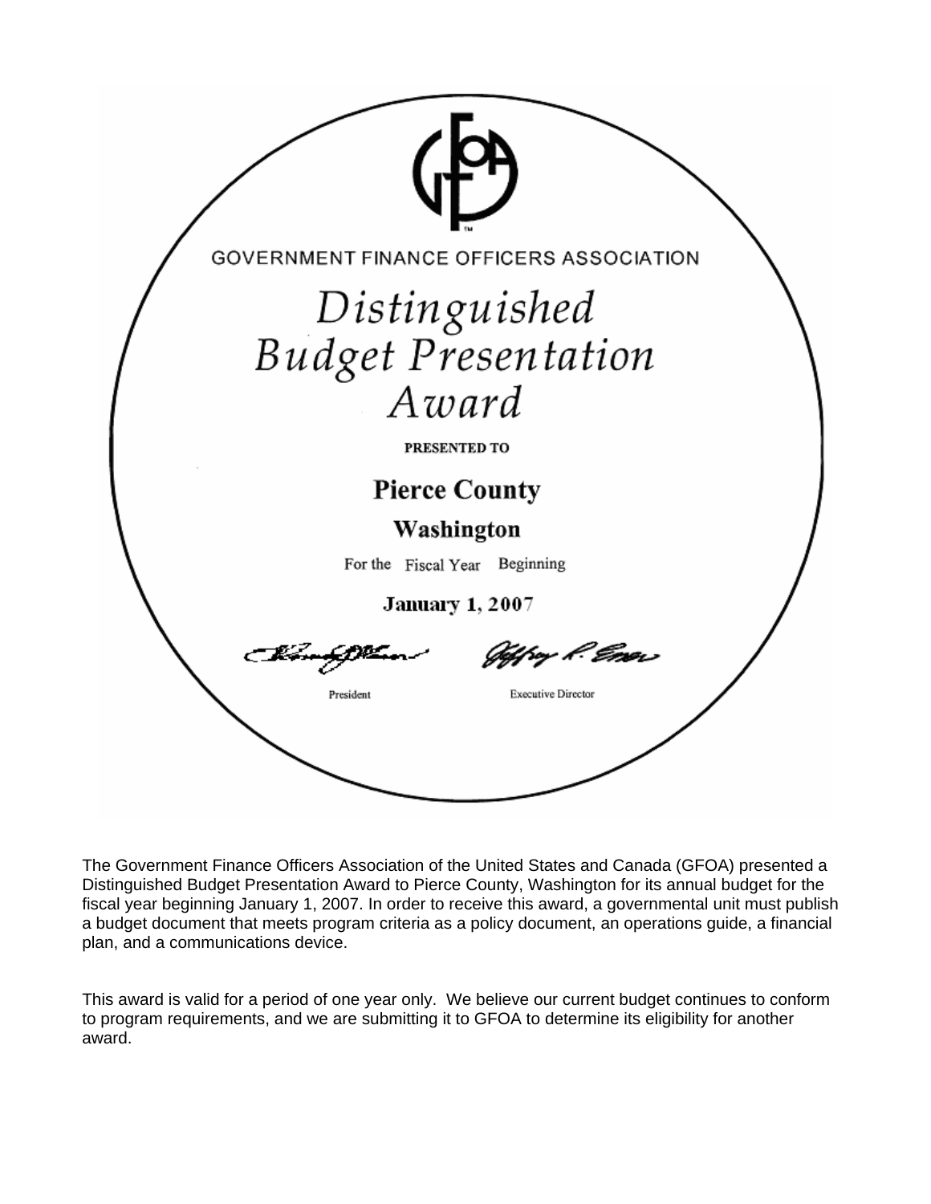GOVERNMENT FINANCE OFFICERS ASSOCIATION

# *Distinguished Budget Presentation Award*

**PRESENTED TO**

## Pierce County

### Washington

For the Fiscal Year Beginning

**January 1, 2007**

President

Executive Director

The Government Finance Officers Association of the United States and Canada (GFOA) presented a Distinguished Budget Presentation Award to Pierce County, Washington for its annual budget for the fiscal year beginning January 1, 2007. In order to receive this award, a governmental unit must publish a budget document that meets program criteria as a policy document, an operations guide, a financial plan, and a communications device.

This award is valid for a period of one year only. We believe our current budget continues to conform to program requirements, and we are submitting it to GFOA to determine its eligibility for another award.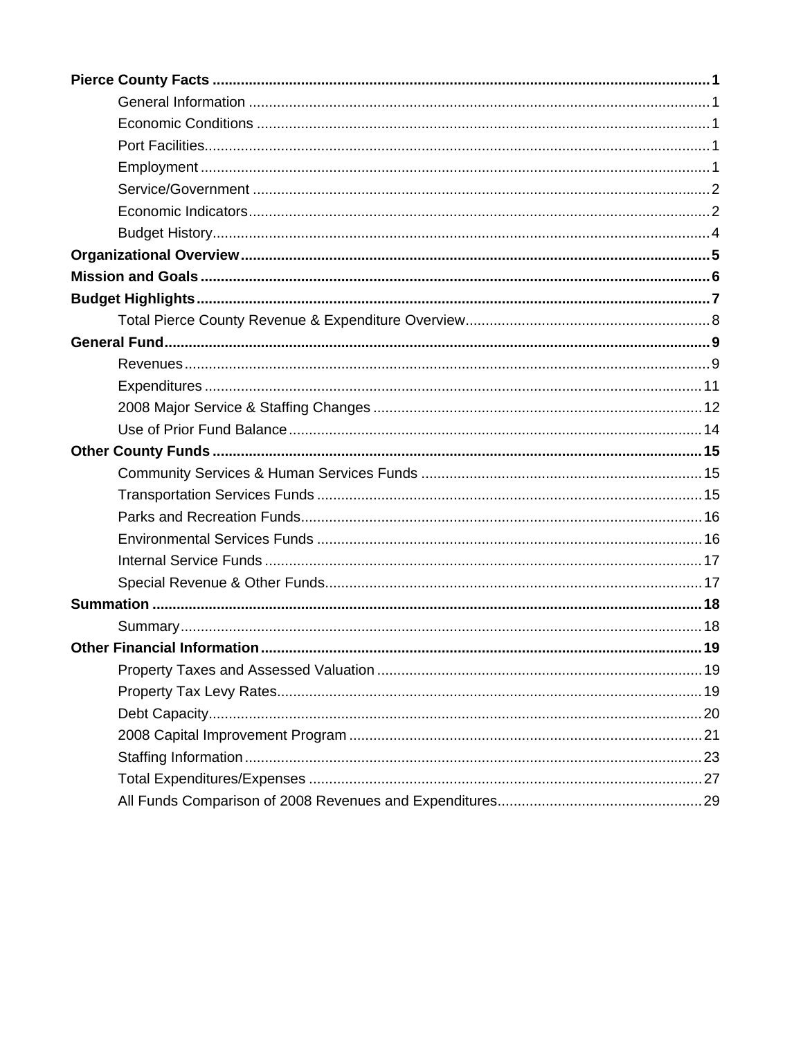**Pierce County Facts** .......... **1**

- General Information .......... 1
- Economic Conditions .......... 1
- Port Facilities .......... 1
- Employment .......... 1
- Service/Government .......... 2
- Economic Indicators .......... 2
- Budget History .......... 4

**Organizational Overview** .......... **5**

**Mission and Goals** .......... **6**

**Budget Highlights** .......... **7**

- Total Pierce County Revenue & Expenditure Overview .......... 8

**General Fund** .......... **9**

- Revenues .......... 9
- Expenditures .......... 11
- 2008 Major Service & Staffing Changes .......... 12
- Use of Prior Fund Balance .......... 14

**Other County Funds** .......... **15**

- Community Services & Human Services Funds .......... 15
- Transportation Services Funds .......... 15
- Parks and Recreation Funds .......... 16
- Environmental Services Funds .......... 16
- Internal Service Funds .......... 17
- Special Revenue & Other Funds .......... 17

**Summation** .......... **18**

- Summary .......... 18

**Other Financial Information** .......... **19**

- Property Taxes and Assessed Valuation .......... 19
- Property Tax Levy Rates .......... 19
- Debt Capacity .......... 20
- 2008 Capital Improvement Program .......... 21
- Staffing Information .......... 23
- Total Expenditures/Expenses .......... 27
- All Funds Comparison of 2008 Revenues and Expenditures .......... 29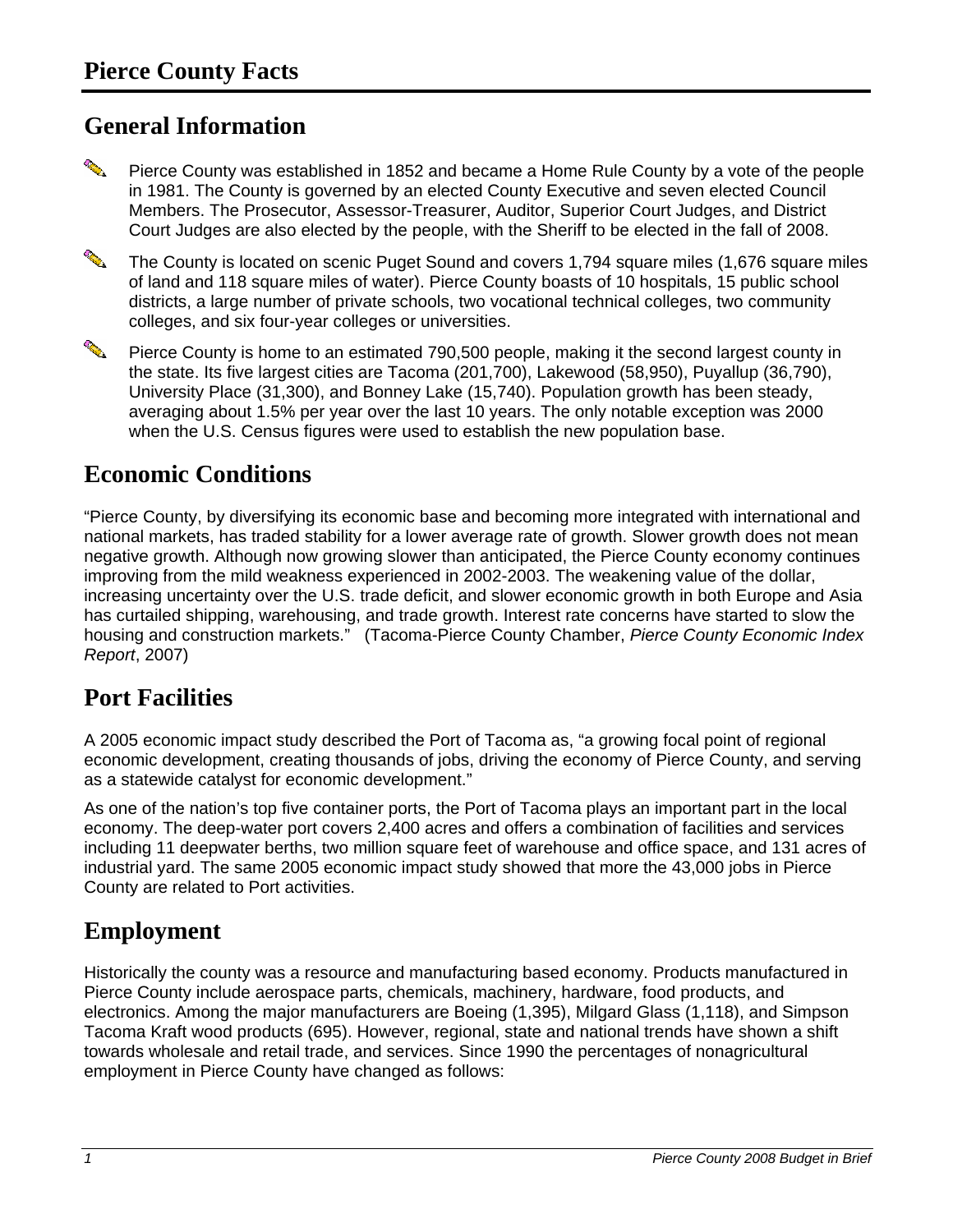# Pierce County Facts

## General Information

- Pierce County was established in 1852 and became a Home Rule County by a vote of the people in 1981. The County is governed by an elected County Executive and seven elected Council Members. The Prosecutor, Assessor-Treasurer, Auditor, Superior Court Judges, and District Court Judges are also elected by the people, with the Sheriff to be elected in the fall of 2008.
- The County is located on scenic Puget Sound and covers 1,794 square miles (1,676 square miles of land and 118 square miles of water). Pierce County boasts of 10 hospitals, 15 public school districts, a large number of private schools, two vocational technical colleges, two community colleges, and six four-year colleges or universities.
- Pierce County is home to an estimated 790,500 people, making it the second largest county in the state. Its five largest cities are Tacoma (201,700), Lakewood (58,950), Puyallup (36,790), University Place (31,300), and Bonney Lake (15,740). Population growth has been steady, averaging about 1.5% per year over the last 10 years. The only notable exception was 2000 when the U.S. Census figures were used to establish the new population base.

## Economic Conditions

"Pierce County, by diversifying its economic base and becoming more integrated with international and national markets, has traded stability for a lower average rate of growth. Slower growth does not mean negative growth. Although now growing slower than anticipated, the Pierce County economy continues improving from the mild weakness experienced in 2002-2003. The weakening value of the dollar, increasing uncertainty over the U.S. trade deficit, and slower economic growth in both Europe and Asia has curtailed shipping, warehousing, and trade growth. Interest rate concerns have started to slow the housing and construction markets." (Tacoma-Pierce County Chamber, *Pierce County Economic Index Report*, 2007)

## Port Facilities

A 2005 economic impact study described the Port of Tacoma as, "a growing focal point of regional economic development, creating thousands of jobs, driving the economy of Pierce County, and serving as a statewide catalyst for economic development."

As one of the nation's top five container ports, the Port of Tacoma plays an important part in the local economy. The deep-water port covers 2,400 acres and offers a combination of facilities and services including 11 deepwater berths, two million square feet of warehouse and office space, and 131 acres of industrial yard. The same 2005 economic impact study showed that more the 43,000 jobs in Pierce County are related to Port activities.

## Employment

Historically the county was a resource and manufacturing based economy. Products manufactured in Pierce County include aerospace parts, chemicals, machinery, hardware, food products, and electronics. Among the major manufacturers are Boeing (1,395), Milgard Glass (1,118), and Simpson Tacoma Kraft wood products (695). However, regional, state and national trends have shown a shift towards wholesale and retail trade, and services. Since 1990 the percentages of nonagricultural employment in Pierce County have changed as follows: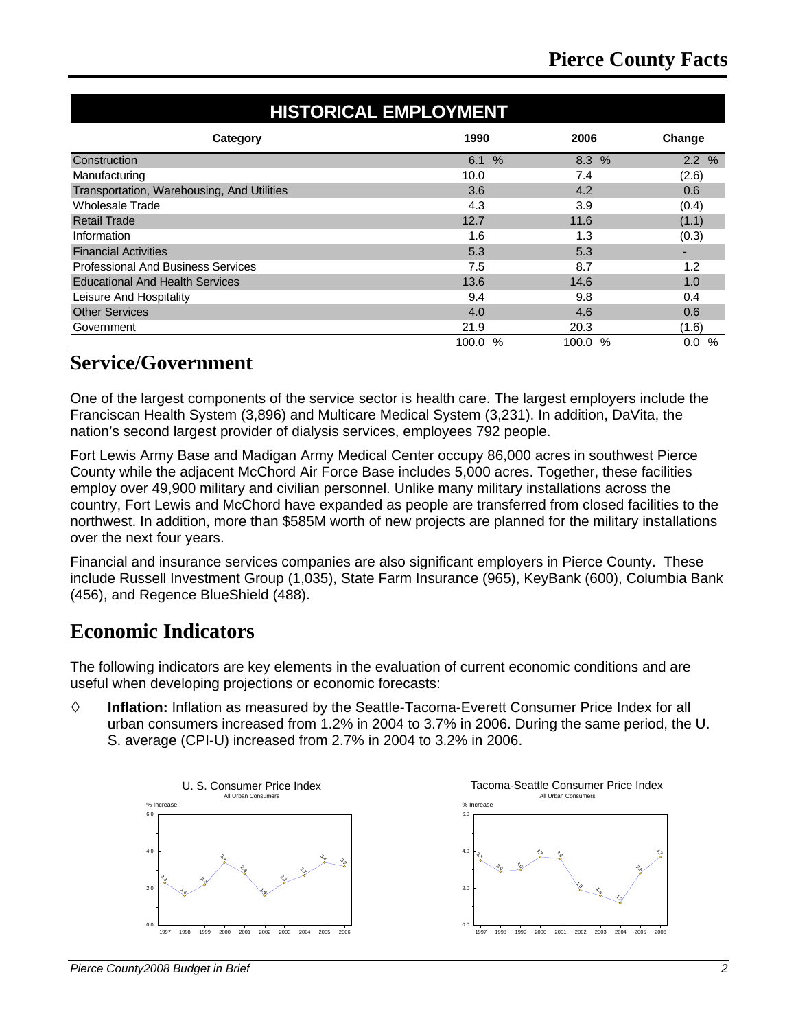# Pierce County Facts

## HISTORICAL EMPLOYMENT

| Category | 1990 | 2006 | Change |
|---|---|---|---|
| Construction | 6.1 % | 8.3 % | 2.2 % |
| Manufacturing | 10.0 | 7.4 | (2.6) |
| Transportation, Warehousing, And Utilities | 3.6 | 4.2 | 0.6 |
| Wholesale Trade | 4.3 | 3.9 | (0.4) |
| Retail Trade | 12.7 | 11.6 | (1.1) |
| Information | 1.6 | 1.3 | (0.3) |
| Financial Activities | 5.3 | 5.3 | - |
| Professional And Business Services | 7.5 | 8.7 | 1.2 |
| Educational And Health Services | 13.6 | 14.6 | 1.0 |
| Leisure And Hospitality | 9.4 | 9.8 | 0.4 |
| Other Services | 4.0 | 4.6 | 0.6 |
| Government | 21.9 | 20.3 | (1.6) |
| | 100.0 % | 100.0 % | 0.0 % |

## Service/Government

One of the largest components of the service sector is health care. The largest employers include the Franciscan Health System (3,896) and Multicare Medical System (3,231). In addition, DaVita, the nation's second largest provider of dialysis services, employees 792 people.

Fort Lewis Army Base and Madigan Army Medical Center occupy 86,000 acres in southwest Pierce County while the adjacent McChord Air Force Base includes 5,000 acres. Together, these facilities employ over 49,900 military and civilian personnel. Unlike many military installations across the country, Fort Lewis and McChord have expanded as people are transferred from closed facilities to the northwest. In addition, more than $585M worth of new projects are planned for the military installations over the next four years.

Financial and insurance services companies are also significant employers in Pierce County. These include Russell Investment Group (1,035), State Farm Insurance (965), KeyBank (600), Columbia Bank (456), and Regence BlueShield (488).

## Economic Indicators

The following indicators are key elements in the evaluation of current economic conditions and are useful when developing projections or economic forecasts:

◊ **Inflation:** Inflation as measured by the Seattle-Tacoma-Everett Consumer Price Index for all urban consumers increased from 1.2% in 2004 to 3.7% in 2006. During the same period, the U. S. average (CPI-U) increased from 2.7% in 2004 to 3.2% in 2006.

U. S. Consumer Price Index
All Urban Consumers
% Increase
6.0
4.0
2.0
0.0
2.3 1.6 2.2 3.4 2.8 1.6 2.3 2.7 3.4 3.2
1997 1998 1999 2000 2001 2002 2003 2004 2005 2006

Tacoma-Seattle Consumer Price Index
All Urban Consumers
% Increase
6.0
4.0
2.0
0.0
3.5 2.9 3.0 3.7 3.6 1.9 1.6 1.2 2.8 3.7
1997 1998 1999 2000 2001 2002 2003 2004 2005 2006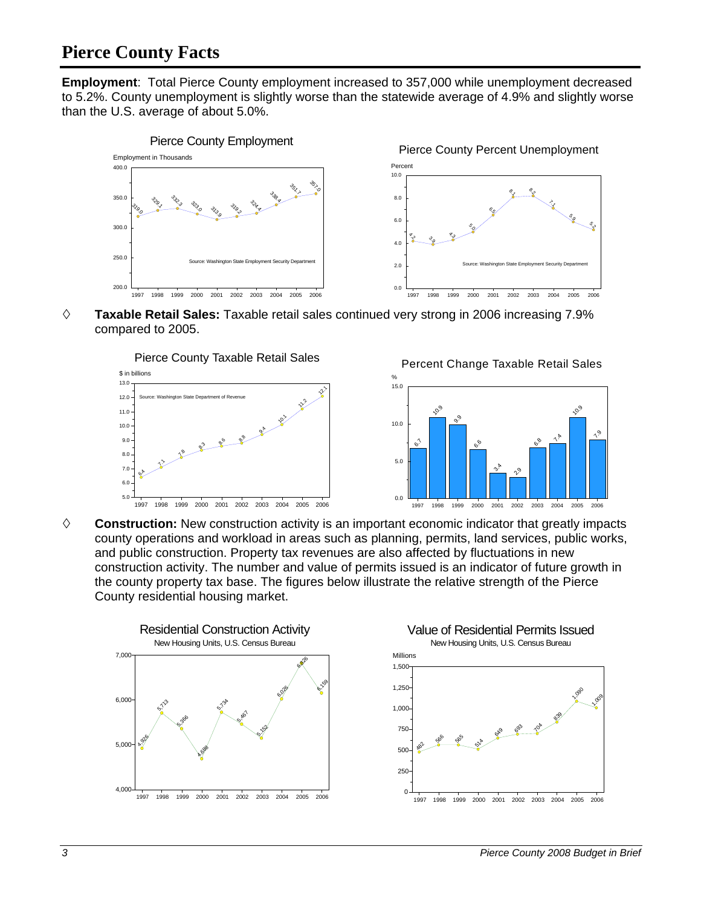# Pierce County Facts

**Employment**: Total Pierce County employment increased to 357,000 while unemployment decreased to 5.2%. County unemployment is slightly worse than the statewide average of 4.9% and slightly worse than the U.S. average of about 5.0%.

Pierce County Employment

Employment in Thousands

400.0
350.0
300.0
250.0
200.0

319.0 329.1 332.3 323.0 313.9 319.2 324.4 338.4 351.7 357.0

Source: Washington State Employment Security Department

1997 1998 1999 2000 2001 2002 2003 2004 2005 2006

Pierce County Percent Unemployment

Percent

10.0
8.0
6.0
4.0
2.0
0.0

4.2 3.9 4.3 5.0 6.5 8.1 8.2 7.1 5.9 5.2

Source: Washington State Employment Security Department

1997 1998 1999 2000 2001 2002 2003 2004 2005 2006

◊ **Taxable Retail Sales:** Taxable retail sales continued very strong in 2006 increasing 7.9% compared to 2005.

Pierce County Taxable Retail Sales

$ in billions

13.0
12.0
11.0
10.0
9.0
8.0
7.0
6.0
5.0

Source: Washington State Department of Revenue

6.4 7.1 7.8 8.3 8.6 8.8 9.4 10.1 11.2 12.1

1997 1998 1999 2000 2001 2002 2003 2004 2005 2006

Percent Change Taxable Retail Sales

%

15.0
10.0
5.0
0.0

6.7 10.9 9.9 6.6 3.4 2.9 6.8 7.4 10.9 7.9

1997 1998 1999 2000 2001 2002 2003 2004 2005 2006

◊ **Construction:** New construction activity is an important economic indicator that greatly impacts county operations and workload in areas such as planning, permits, land services, public works, and public construction. Property tax revenues are also affected by fluctuations in new construction activity. The number and value of permits issued is an indicator of future growth in the county property tax base. The figures below illustrate the relative strength of the Pierce County residential housing market.

Residential Construction Activity

New Housing Units, U.S. Census Bureau

7,000
6,000
5,000
4,000

4,926 5,713 5,366 4,688 5,734 5,467 5,152 6,026 6,826 6,159

1997 1998 1999 2000 2001 2002 2003 2004 2005 2006

Value of Residential Permits Issued

New Housing Units, U.S. Census Bureau

Millions

1,500
1,250
1,000
750
500
250
0

482 566 565 514 649 693 704 839 1,090 1,009

1997 1998 1999 2000 2001 2002 2003 2004 2005 2006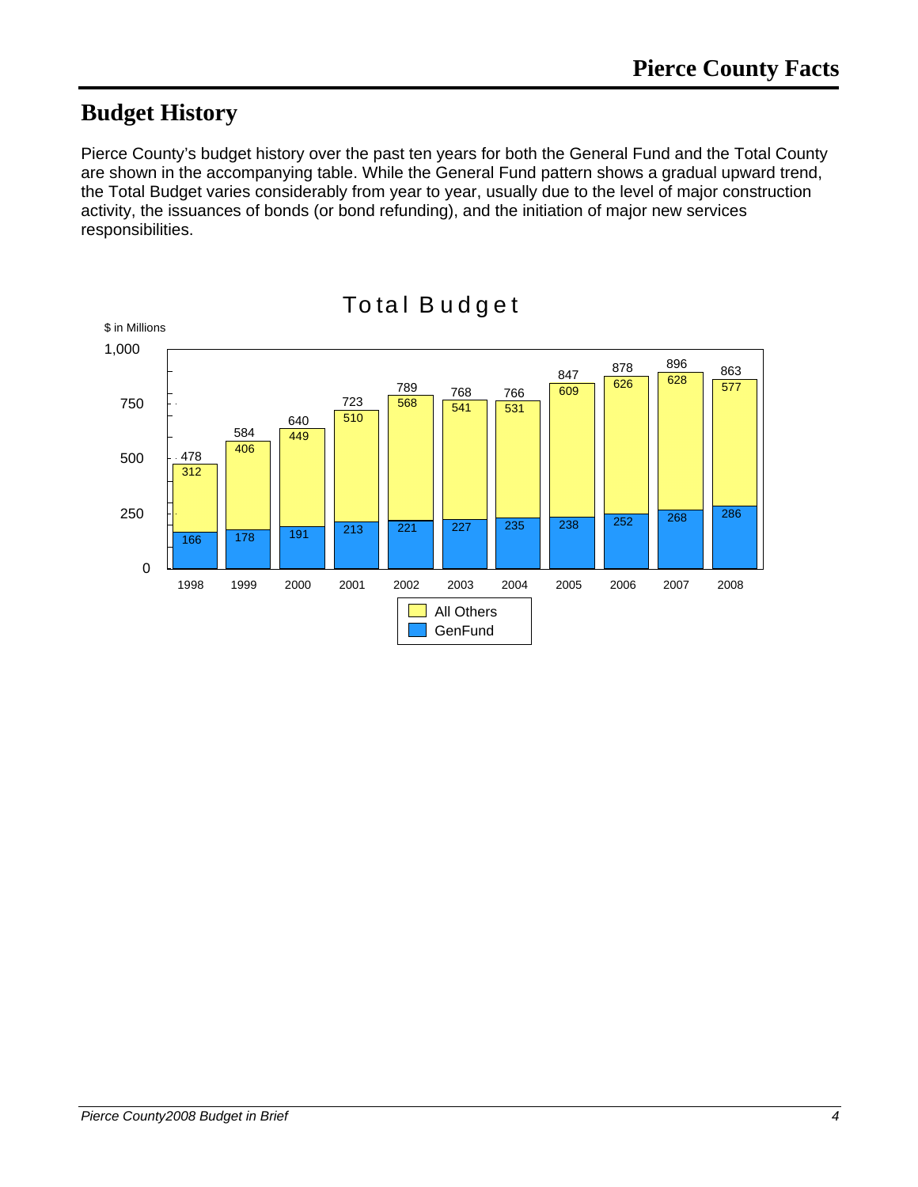## Budget History

Pierce County's budget history over the past ten years for both the General Fund and the Total County are shown in the accompanying table. While the General Fund pattern shows a gradual upward trend, the Total Budget varies considerably from year to year, usually due to the level of major construction activity, the issuances of bonds (or bond refunding), and the initiation of major new services responsibilities.

**Total Budget**

$ in Millions

| Year | GenFund | All Others | Total |
|---|---|---|---|
| 1998 | 166 | 312 | 478 |
| 1999 | 178 | 406 | 584 |
| 2000 | 191 | 449 | 640 |
| 2001 | 213 | 510 | 723 |
| 2002 | 221 | 568 | 789 |
| 2003 | 227 | 541 | 768 |
| 2004 | 235 | 531 | 766 |
| 2005 | 238 | 609 | 847 |
| 2006 | 252 | 626 | 878 |
| 2007 | 268 | 628 | 896 |
| 2008 | 286 | 577 | 863 |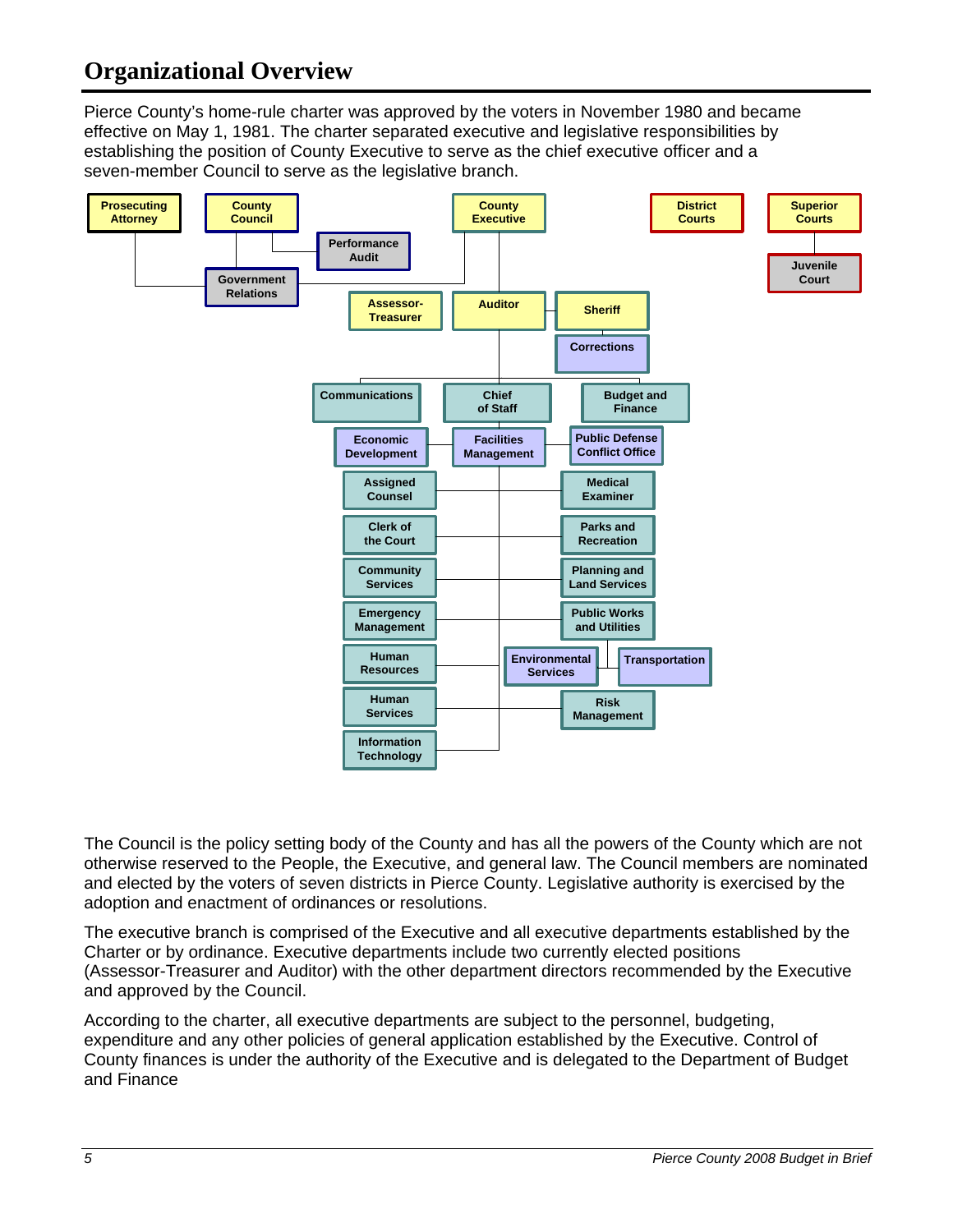# Organizational Overview

Pierce County's home-rule charter was approved by the voters in November 1980 and became effective on May 1, 1981. The charter separated executive and legislative responsibilities by establishing the position of County Executive to serve as the chief executive officer and a seven-member Council to serve as the legislative branch.

Prosecuting Attorney

County Council

Performance Audit

Government Relations

County Executive

District Courts

Superior Courts

Juvenile Court

Assessor-Treasurer

Auditor

Sheriff

Corrections

Communications

Chief of Staff

Budget and Finance

Economic Development

Facilities Management

Public Defense Conflict Office

Assigned Counsel

Medical Examiner

Clerk of the Court

Parks and Recreation

Community Services

Planning and Land Services

Emergency Management

Public Works and Utilities

Human Resources

Environmental Services

Transportation

Human Services

Risk Management

Information Technology

The Council is the policy setting body of the County and has all the powers of the County which are not otherwise reserved to the People, the Executive, and general law. The Council members are nominated and elected by the voters of seven districts in Pierce County. Legislative authority is exercised by the adoption and enactment of ordinances or resolutions.

The executive branch is comprised of the Executive and all executive departments established by the Charter or by ordinance. Executive departments include two currently elected positions (Assessor-Treasurer and Auditor) with the other department directors recommended by the Executive and approved by the Council.

According to the charter, all executive departments are subject to the personnel, budgeting, expenditure and any other policies of general application established by the Executive. Control of County finances is under the authority of the Executive and is delegated to the Department of Budget and Finance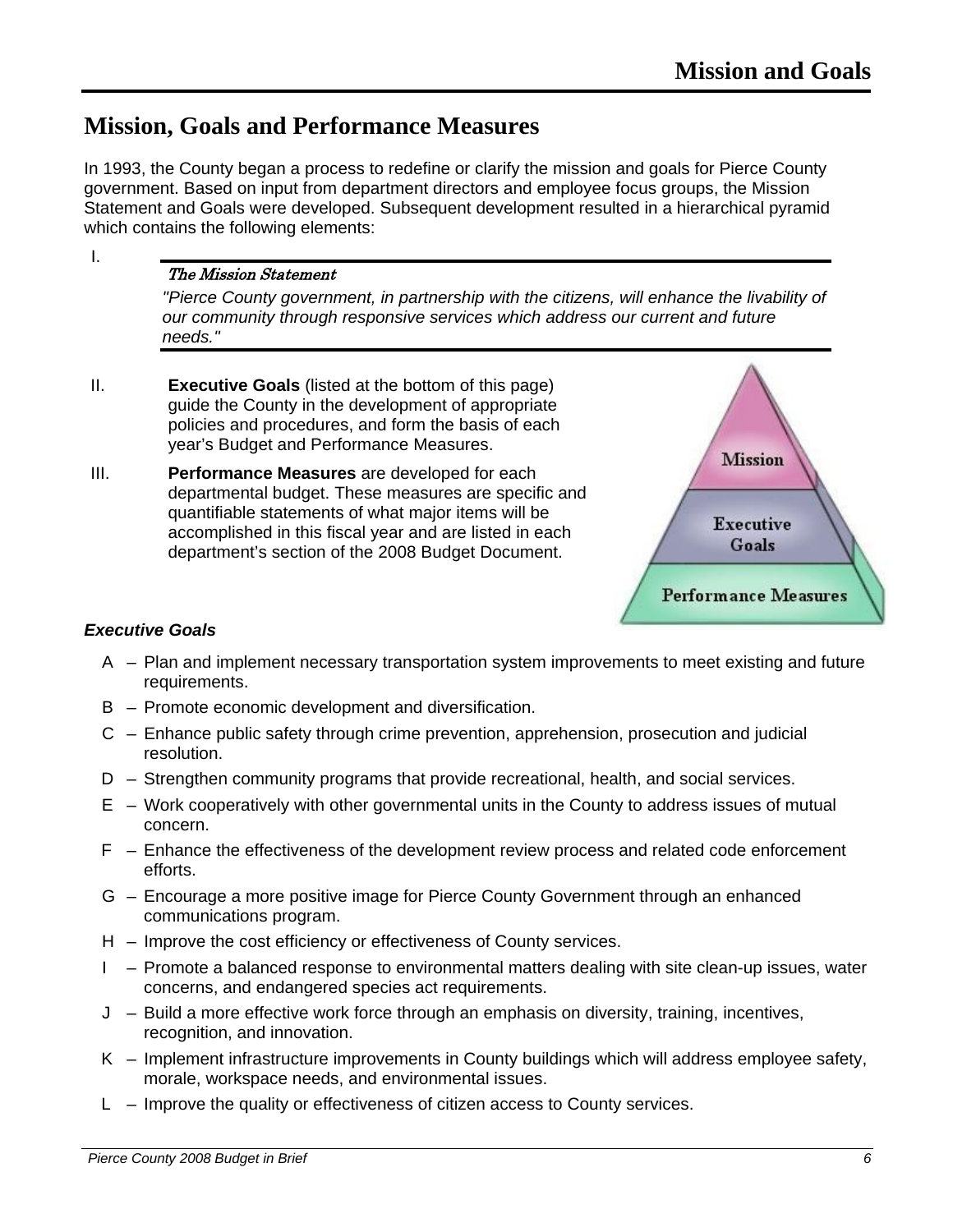# Mission, Goals and Performance Measures

In 1993, the County began a process to redefine or clarify the mission and goals for Pierce County government. Based on input from department directors and employee focus groups, the Mission Statement and Goals were developed. Subsequent development resulted in a hierarchical pyramid which contains the following elements:

I. *The Mission Statement*

*"Pierce County government, in partnership with the citizens, will enhance the livability of our community through responsive services which address our current and future needs."*

II. **Executive Goals** (listed at the bottom of this page) guide the County in the development of appropriate policies and procedures, and form the basis of each year's Budget and Performance Measures.

III. **Performance Measures** are developed for each departmental budget. These measures are specific and quantifiable statements of what major items will be accomplished in this fiscal year and are listed in each department's section of the 2008 Budget Document.

Mission

Executive Goals

Performance Measures

***Executive Goals***

- A – Plan and implement necessary transportation system improvements to meet existing and future requirements.
- B – Promote economic development and diversification.
- C – Enhance public safety through crime prevention, apprehension, prosecution and judicial resolution.
- D – Strengthen community programs that provide recreational, health, and social services.
- E – Work cooperatively with other governmental units in the County to address issues of mutual concern.
- F – Enhance the effectiveness of the development review process and related code enforcement efforts.
- G – Encourage a more positive image for Pierce County Government through an enhanced communications program.
- H – Improve the cost efficiency or effectiveness of County services.
- I – Promote a balanced response to environmental matters dealing with site clean-up issues, water concerns, and endangered species act requirements.
- J – Build a more effective work force through an emphasis on diversity, training, incentives, recognition, and innovation.
- K – Implement infrastructure improvements in County buildings which will address employee safety, morale, workspace needs, and environmental issues.
- L – Improve the quality or effectiveness of citizen access to County services.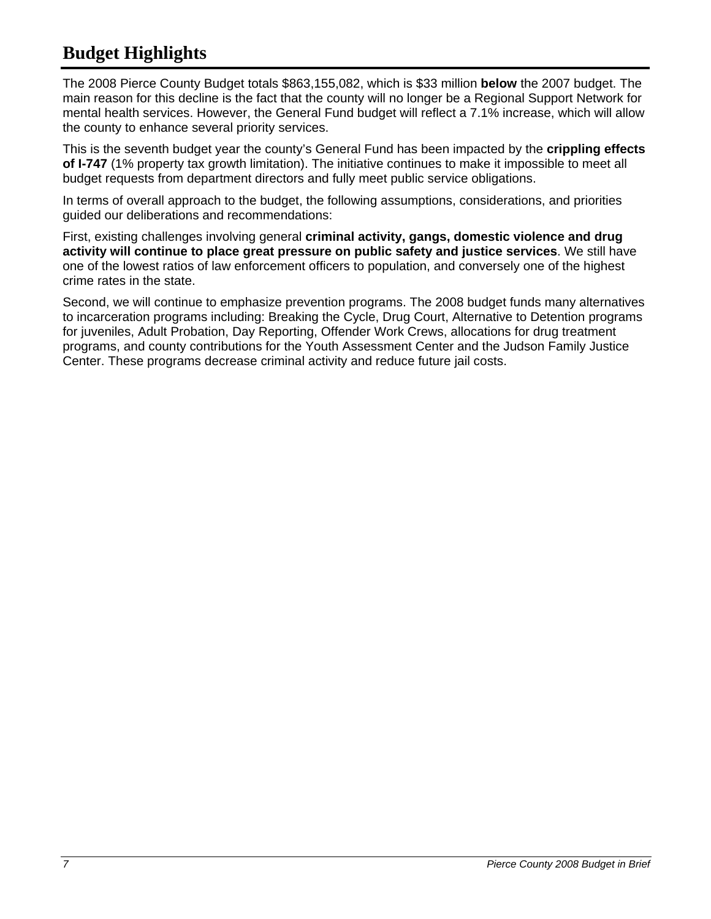# Budget Highlights

The 2008 Pierce County Budget totals $863,155,082, which is $33 million **below** the 2007 budget. The main reason for this decline is the fact that the county will no longer be a Regional Support Network for mental health services. However, the General Fund budget will reflect a 7.1% increase, which will allow the county to enhance several priority services.

This is the seventh budget year the county's General Fund has been impacted by the **crippling effects of I-747** (1% property tax growth limitation). The initiative continues to make it impossible to meet all budget requests from department directors and fully meet public service obligations.

In terms of overall approach to the budget, the following assumptions, considerations, and priorities guided our deliberations and recommendations:

First, existing challenges involving general **criminal activity, gangs, domestic violence and drug activity will continue to place great pressure on public safety and justice services**. We still have one of the lowest ratios of law enforcement officers to population, and conversely one of the highest crime rates in the state.

Second, we will continue to emphasize prevention programs. The 2008 budget funds many alternatives to incarceration programs including: Breaking the Cycle, Drug Court, Alternative to Detention programs for juveniles, Adult Probation, Day Reporting, Offender Work Crews, allocations for drug treatment programs, and county contributions for the Youth Assessment Center and the Judson Family Justice Center. These programs decrease criminal activity and reduce future jail costs.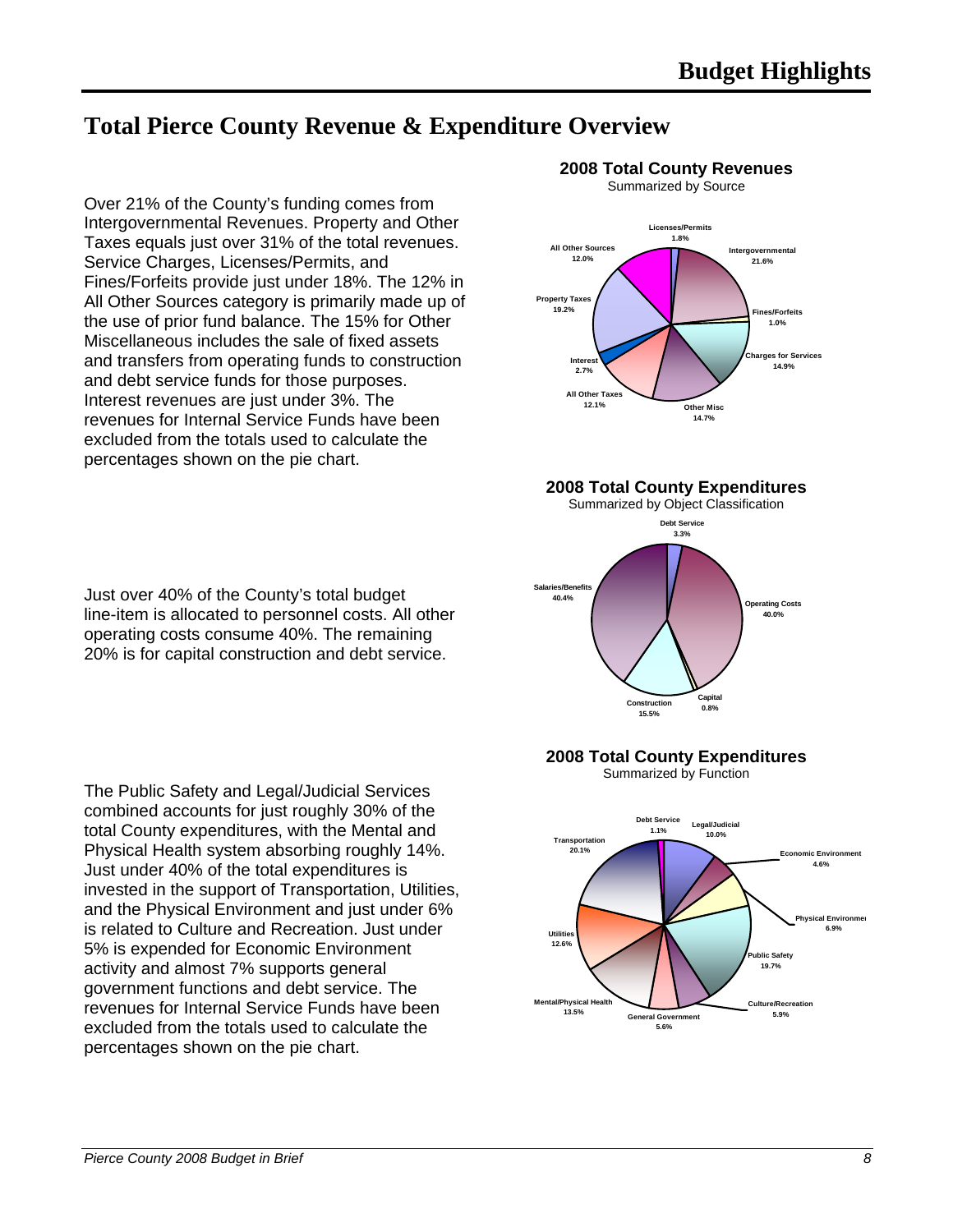# Total Pierce County Revenue & Expenditure Overview

Over 21% of the County's funding comes from Intergovernmental Revenues. Property and Other Taxes equals just over 31% of the total revenues. Service Charges, Licenses/Permits, and Fines/Forfeits provide just under 18%. The 12% in All Other Sources category is primarily made up of the use of prior fund balance. The 15% for Other Miscellaneous includes the sale of fixed assets and transfers from operating funds to construction and debt service funds for those purposes. Interest revenues are just under 3%. The revenues for Internal Service Funds have been excluded from the totals used to calculate the percentages shown on the pie chart.

**2008 Total County Revenues**
Summarized by Source

Licenses/Permits 1.8%
Intergovernmental 21.6%
Fines/Forfeits 1.0%
Charges for Services 14.9%
Other Misc 14.7%
All Other Taxes 12.1%
Interest 2.7%
Property Taxes 19.2%
All Other Sources 12.0%

Just over 40% of the County's total budget line-item is allocated to personnel costs. All other operating costs consume 40%. The remaining 20% is for capital construction and debt service.

**2008 Total County Expenditures**
Summarized by Object Classification

Debt Service 3.3%
Operating Costs 40.0%
Capital 0.8%
Construction 15.5%
Salaries/Benefits 40.4%

The Public Safety and Legal/Judicial Services combined accounts for just roughly 30% of the total County expenditures, with the Mental and Physical Health system absorbing roughly 14%. Just under 40% of the total expenditures is invested in the support of Transportation, Utilities, and the Physical Environment and just under 6% is related to Culture and Recreation. Just under 5% is expended for Economic Environment activity and almost 7% supports general government functions and debt service. The revenues for Internal Service Funds have been excluded from the totals used to calculate the percentages shown on the pie chart.

**2008 Total County Expenditures**
Summarized by Function

Debt Service 1.1%
Legal/Judicial 10.0%
Economic Environment 4.6%
Physical Environmen 6.9%
Public Safety 19.7%
Culture/Recreation 5.9%
General Government 5.6%
Mental/Physical Health 13.5%
Utilities 12.6%
Transportation 20.1%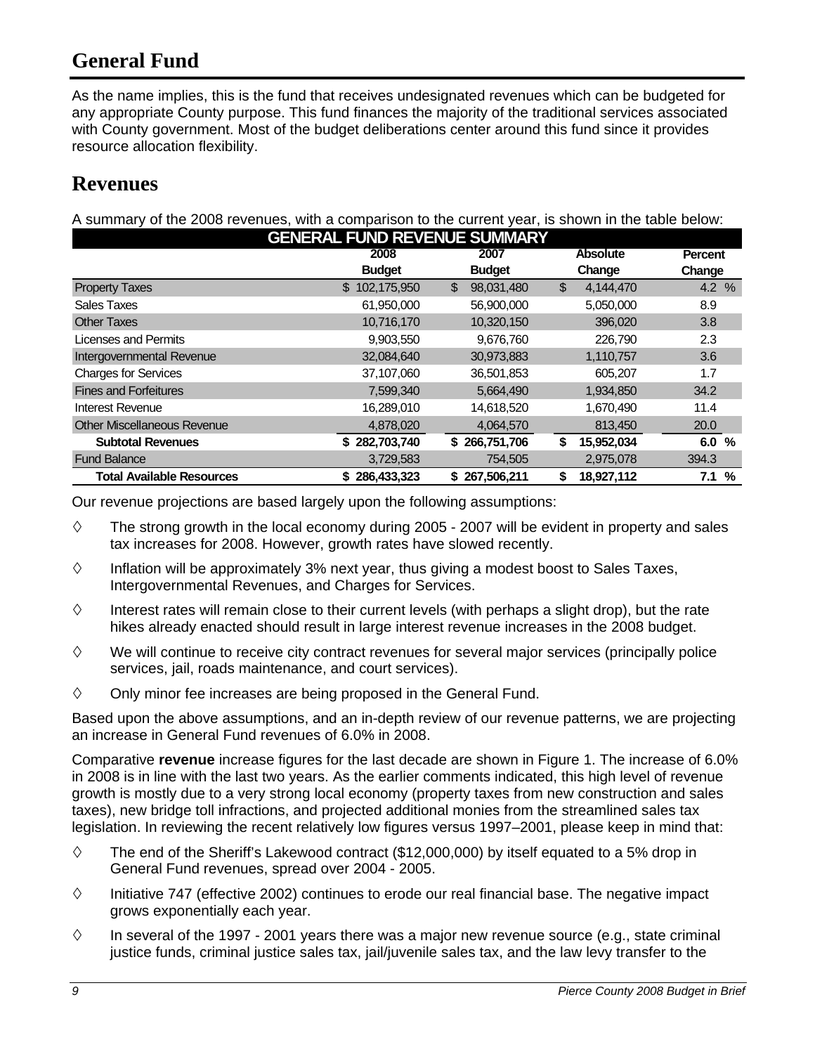# General Fund

As the name implies, this is the fund that receives undesignated revenues which can be budgeted for any appropriate County purpose. This fund finances the majority of the traditional services associated with County government. Most of the budget deliberations center around this fund since it provides resource allocation flexibility.

# Revenues

A summary of the 2008 revenues, with a comparison to the current year, is shown in the table below:

**GENERAL FUND REVENUE SUMMARY**

| | 2008 Budget | 2007 Budget | Absolute Change | Percent Change |
|---|---|---|---|---|
| Property Taxes | $ 102,175,950 | $ 98,031,480 | $ 4,144,470 | 4.2 % |
| Sales Taxes | 61,950,000 | 56,900,000 | 5,050,000 | 8.9 |
| Other Taxes | 10,716,170 | 10,320,150 | 396,020 | 3.8 |
| Licenses and Permits | 9,903,550 | 9,676,760 | 226,790 | 2.3 |
| Intergovernmental Revenue | 32,084,640 | 30,973,883 | 1,110,757 | 3.6 |
| Charges for Services | 37,107,060 | 36,501,853 | 605,207 | 1.7 |
| Fines and Forfeitures | 7,599,340 | 5,664,490 | 1,934,850 | 34.2 |
| Interest Revenue | 16,289,010 | 14,618,520 | 1,670,490 | 11.4 |
| Other Miscellaneous Revenue | 4,878,020 | 4,064,570 | 813,450 | 20.0 |
| **Subtotal Revenues** | **$ 282,703,740** | **$ 266,751,706** | **$ 15,952,034** | **6.0 %** |
| Fund Balance | 3,729,583 | 754,505 | 2,975,078 | 394.3 |
| **Total Available Resources** | **$ 286,433,323** | **$ 267,506,211** | **$ 18,927,112** | **7.1 %** |

Our revenue projections are based largely upon the following assumptions:

- ◊ The strong growth in the local economy during 2005 - 2007 will be evident in property and sales tax increases for 2008. However, growth rates have slowed recently.
- ◊ Inflation will be approximately 3% next year, thus giving a modest boost to Sales Taxes, Intergovernmental Revenues, and Charges for Services.
- ◊ Interest rates will remain close to their current levels (with perhaps a slight drop), but the rate hikes already enacted should result in large interest revenue increases in the 2008 budget.
- ◊ We will continue to receive city contract revenues for several major services (principally police services, jail, roads maintenance, and court services).
- ◊ Only minor fee increases are being proposed in the General Fund.

Based upon the above assumptions, and an in-depth review of our revenue patterns, we are projecting an increase in General Fund revenues of 6.0% in 2008.

Comparative **revenue** increase figures for the last decade are shown in Figure 1. The increase of 6.0% in 2008 is in line with the last two years. As the earlier comments indicated, this high level of revenue growth is mostly due to a very strong local economy (property taxes from new construction and sales taxes), new bridge toll infractions, and projected additional monies from the streamlined sales tax legislation. In reviewing the recent relatively low figures versus 1997–2001, please keep in mind that:

- ◊ The end of the Sheriff's Lakewood contract ($12,000,000) by itself equated to a 5% drop in General Fund revenues, spread over 2004 - 2005.
- ◊ Initiative 747 (effective 2002) continues to erode our real financial base. The negative impact grows exponentially each year.
- ◊ In several of the 1997 - 2001 years there was a major new revenue source (e.g., state criminal justice funds, criminal justice sales tax, jail/juvenile sales tax, and the law levy transfer to the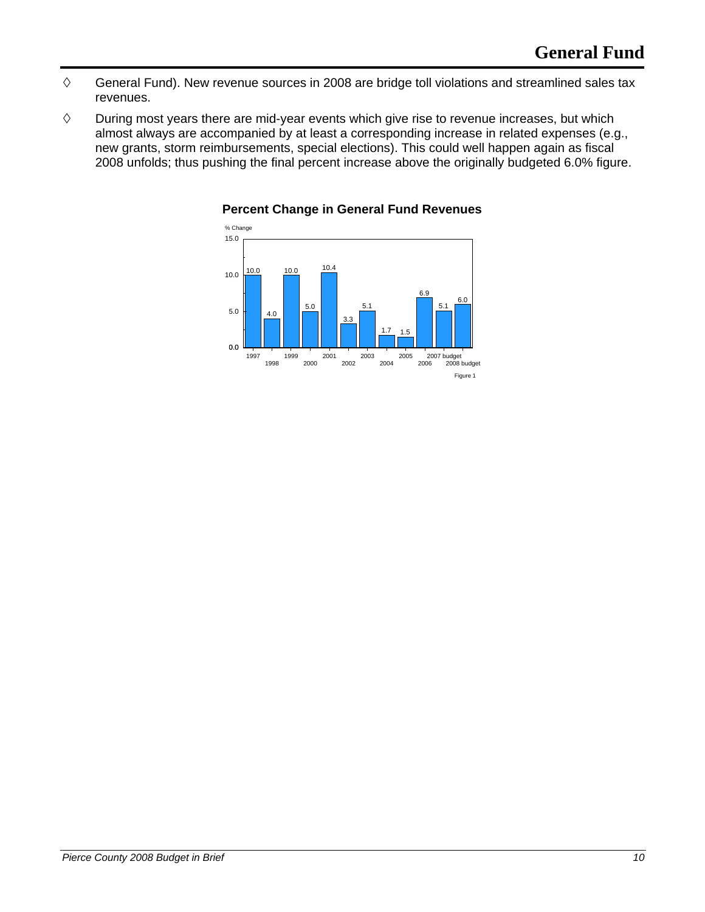# General Fund

- ◊ General Fund). New revenue sources in 2008 are bridge toll violations and streamlined sales tax revenues.
- ◊ During most years there are mid-year events which give rise to revenue increases, but which almost always are accompanied by at least a corresponding increase in related expenses (e.g., new grants, storm reimbursements, special elections). This could well happen again as fiscal 2008 unfolds; thus pushing the final percent increase above the originally budgeted 6.0% figure.

**Percent Change in General Fund Revenues**

% Change

15.0
10.0
5.0
0.0

10.0
4.0
10.0
5.0
10.4
3.3
5.1
1.7
1.5
6.9
5.1
6.0

1997
1998
1999
2000
2001
2002
2003
2004
2005
2006
2007 budget
2008 budget

Figure 1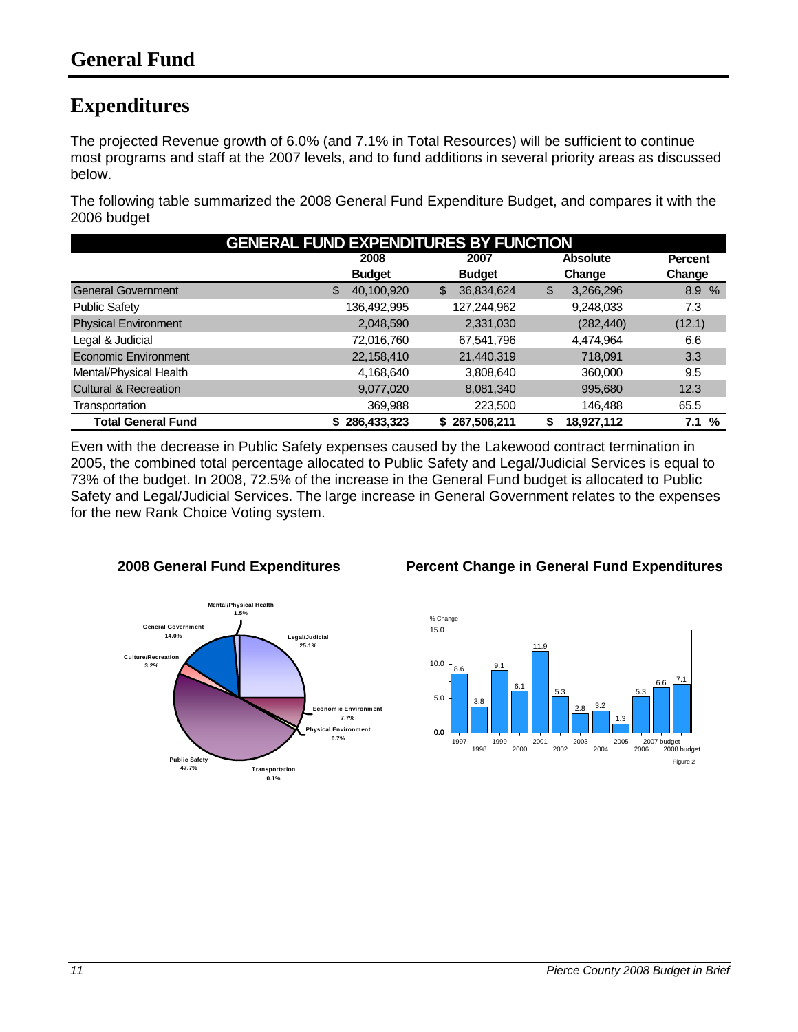# General Fund

## Expenditures

The projected Revenue growth of 6.0% (and 7.1% in Total Resources) will be sufficient to continue most programs and staff at the 2007 levels, and to fund additions in several priority areas as discussed below.

The following table summarized the 2008 General Fund Expenditure Budget, and compares it with the 2006 budget

| GENERAL FUND EXPENDITURES BY FUNCTION | 2008 Budget | 2007 Budget | Absolute Change | Percent Change |
|---|---|---|---|---|
| General Government | $ 40,100,920 | $ 36,834,624 | $ 3,266,296 | 8.9 % |
| Public Safety | 136,492,995 | 127,244,962 | 9,248,033 | 7.3 |
| Physical Environment | 2,048,590 | 2,331,030 | (282,440) | (12.1) |
| Legal & Judicial | 72,016,760 | 67,541,796 | 4,474,964 | 6.6 |
| Economic Environment | 22,158,410 | 21,440,319 | 718,091 | 3.3 |
| Mental/Physical Health | 4,168,640 | 3,808,640 | 360,000 | 9.5 |
| Cultural & Recreation | 9,077,020 | 8,081,340 | 995,680 | 12.3 |
| Transportation | 369,988 | 223,500 | 146,488 | 65.5 |
| **Total General Fund** | **$ 286,433,323** | **$ 267,506,211** | **$ 18,927,112** | **7.1 %** |

Even with the decrease in Public Safety expenses caused by the Lakewood contract termination in 2005, the combined total percentage allocated to Public Safety and Legal/Judicial Services is equal to 73% of the budget. In 2008, 72.5% of the increase in the General Fund budget is allocated to Public Safety and Legal/Judicial Services. The large increase in General Government relates to the expenses for the new Rank Choice Voting system.

**2008 General Fund Expenditures**

Mental/Physical Health 1.5%
General Government 14.0%
Legal/Judicial 25.1%
Culture/Recreation 3.2%
Economic Environment 7.7%
Physical Environment 0.7%
Public Safety 47.7%
Transportation 0.1%

**Percent Change in General Fund Expenditures**

% Change
15.0
10.0
5.0
0.0
8.6 3.8 9.1 6.1 11.9 5.3 2.8 3.2 1.3 5.3 6.6 7.1
1997 1998 1999 2000 2001 2002 2003 2004 2005 2006 2007 budget 2008 budget

Figure 2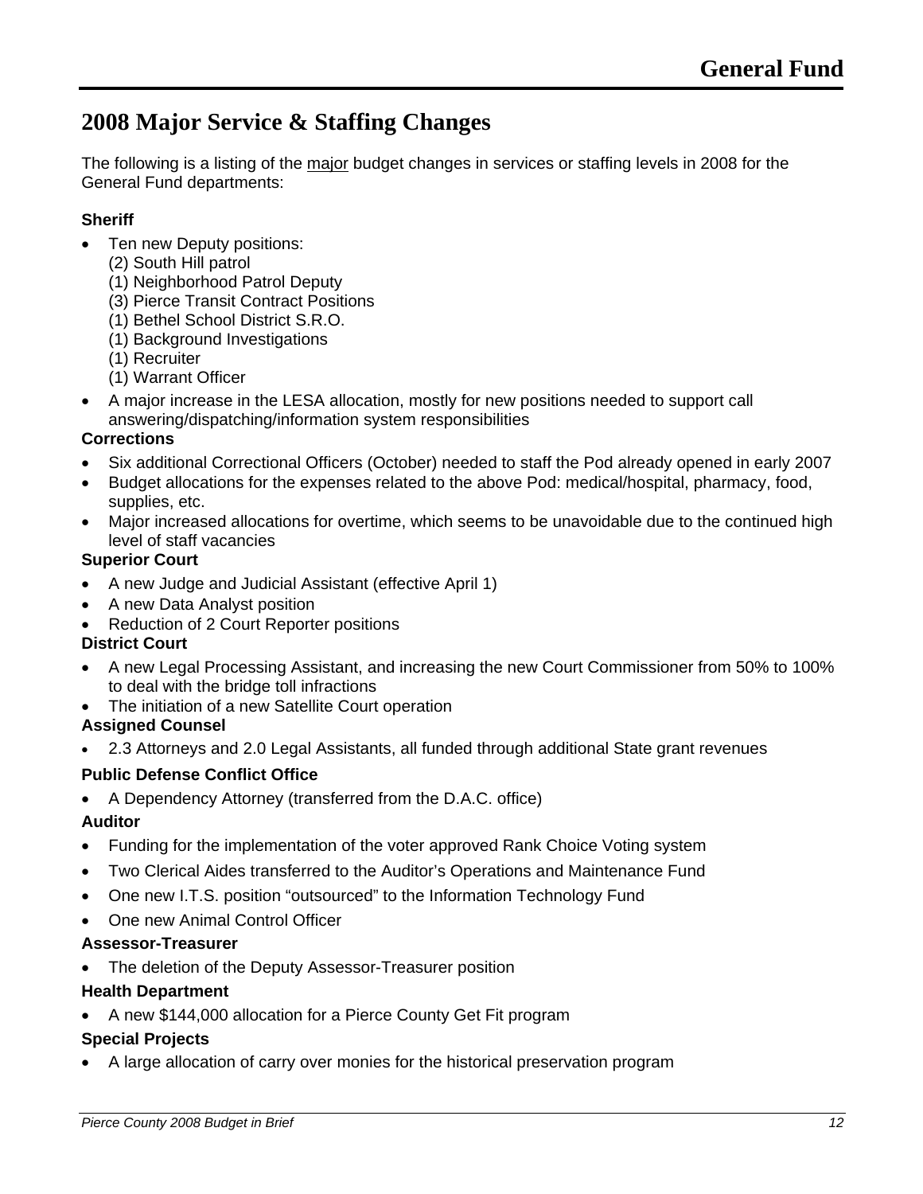## 2008 Major Service & Staffing Changes

The following is a listing of the major budget changes in services or staffing levels in 2008 for the General Fund departments:

**Sheriff**

- Ten new Deputy positions:
  - (2) South Hill patrol
  - (1) Neighborhood Patrol Deputy
  - (3) Pierce Transit Contract Positions
  - (1) Bethel School District S.R.O.
  - (1) Background Investigations
  - (1) Recruiter
  - (1) Warrant Officer
- A major increase in the LESA allocation, mostly for new positions needed to support call answering/dispatching/information system responsibilities

**Corrections**

- Six additional Correctional Officers (October) needed to staff the Pod already opened in early 2007
- Budget allocations for the expenses related to the above Pod: medical/hospital, pharmacy, food, supplies, etc.
- Major increased allocations for overtime, which seems to be unavoidable due to the continued high level of staff vacancies

**Superior Court**

- A new Judge and Judicial Assistant (effective April 1)
- A new Data Analyst position
- Reduction of 2 Court Reporter positions

**District Court**

- A new Legal Processing Assistant, and increasing the new Court Commissioner from 50% to 100% to deal with the bridge toll infractions
- The initiation of a new Satellite Court operation

**Assigned Counsel**

- 2.3 Attorneys and 2.0 Legal Assistants, all funded through additional State grant revenues

**Public Defense Conflict Office**

- A Dependency Attorney (transferred from the D.A.C. office)

**Auditor**

- Funding for the implementation of the voter approved Rank Choice Voting system
- Two Clerical Aides transferred to the Auditor's Operations and Maintenance Fund
- One new I.T.S. position "outsourced" to the Information Technology Fund
- One new Animal Control Officer

**Assessor-Treasurer**

- The deletion of the Deputy Assessor-Treasurer position

**Health Department**

- A new $144,000 allocation for a Pierce County Get Fit program

**Special Projects**

- A large allocation of carry over monies for the historical preservation program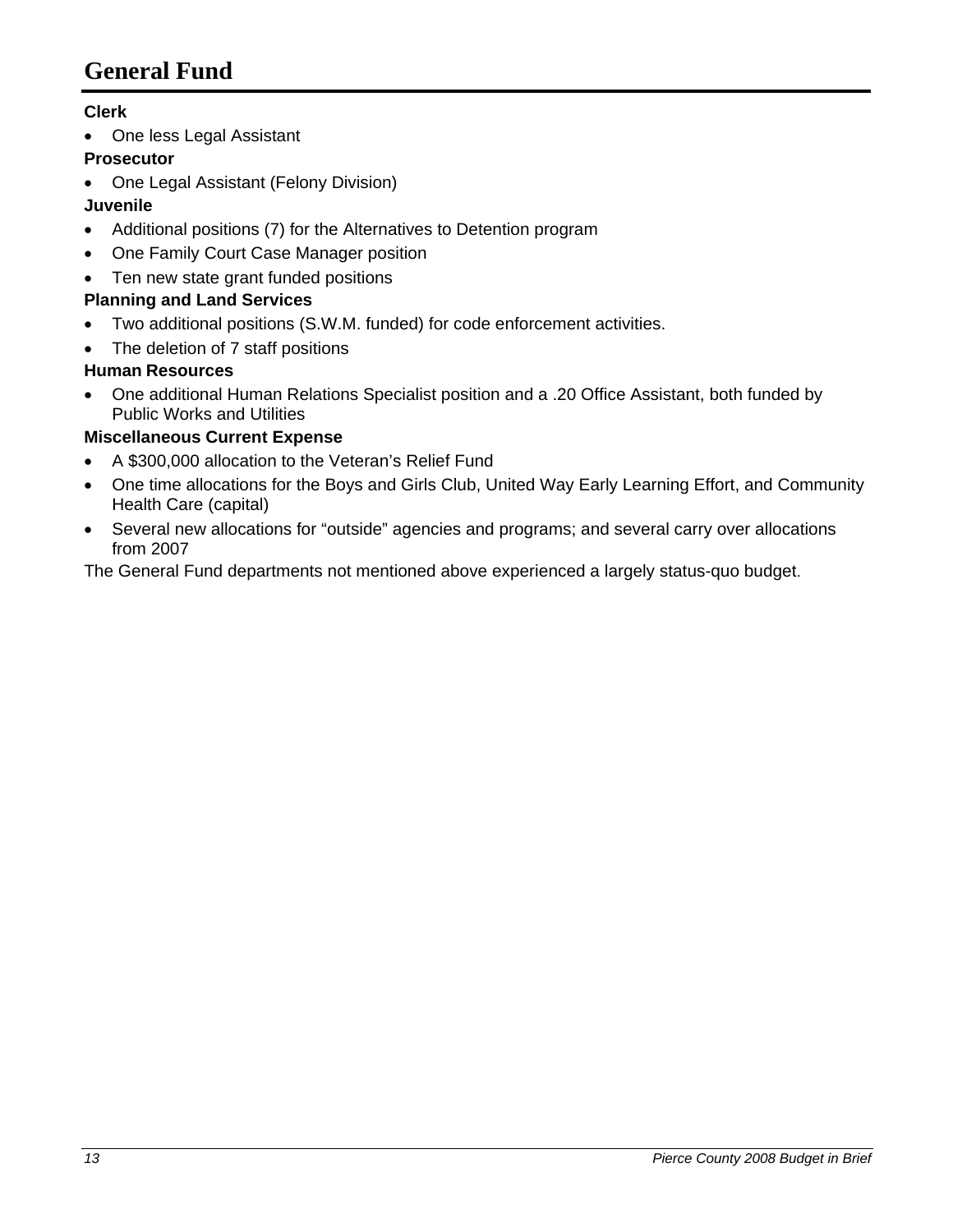# General Fund

**Clerk**

- One less Legal Assistant

**Prosecutor**

- One Legal Assistant (Felony Division)

**Juvenile**

- Additional positions (7) for the Alternatives to Detention program
- One Family Court Case Manager position
- Ten new state grant funded positions

**Planning and Land Services**

- Two additional positions (S.W.M. funded) for code enforcement activities.
- The deletion of 7 staff positions

**Human Resources**

- One additional Human Relations Specialist position and a .20 Office Assistant, both funded by Public Works and Utilities

**Miscellaneous Current Expense**

- A $300,000 allocation to the Veteran's Relief Fund
- One time allocations for the Boys and Girls Club, United Way Early Learning Effort, and Community Health Care (capital)
- Several new allocations for "outside" agencies and programs; and several carry over allocations from 2007

The General Fund departments not mentioned above experienced a largely status-quo budget.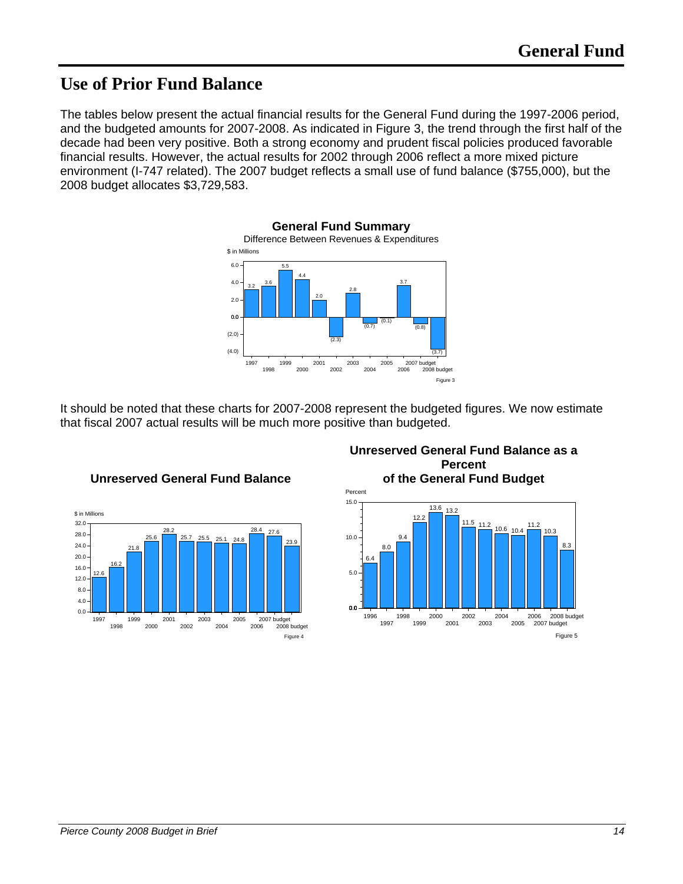# Use of Prior Fund Balance

The tables below present the actual financial results for the General Fund during the 1997-2006 period, and the budgeted amounts for 2007-2008. As indicated in Figure 3, the trend through the first half of the decade had been very positive. Both a strong economy and prudent fiscal policies produced favorable financial results. However, the actual results for 2002 through 2006 reflect a more mixed picture environment (I-747 related). The 2007 budget reflects a small use of fund balance ($755,000), but the 2008 budget allocates $3,729,583.

**General Fund Summary**

Difference Between Revenues & Expenditures

$ in Millions

6.0
4.0
2.0
0.0
(2.0)
(4.0)

3.2
3.6
5.5
4.4
2.0
(2.3)
2.8
(0.7)
(0.1)
3.7
(0.8)
(3.7)

1997
1998
1999
2000
2001
2002
2003
2004
2005
2006
2007 budget
2008 budget

Figure 3

It should be noted that these charts for 2007-2008 represent the budgeted figures. We now estimate that fiscal 2007 actual results will be much more positive than budgeted.

**Unreserved General Fund Balance**

$ in Millions

32.0
28.0
24.0
20.0
16.0
12.0
8.0
4.0
0.0

12.6
16.2
21.8
25.6
28.2
25.7
25.5
25.1
24.8
28.4
27.6
23.9

1997
1998
1999
2000
2001
2002
2003
2004
2005
2006
2007 budget
2008 budget

Figure 4

**Unreserved General Fund Balance as a Percent of the General Fund Budget**

Percent

15.0
10.0
5.0
0.0

6.4
8.0
9.4
12.2
13.6
13.2
11.5
11.2
10.6
10.4
11.2
10.3
8.3

1996
1997
1998
1999
2000
2001
2002
2003
2004
2005
2006
2007 budget
2008 budget

Figure 5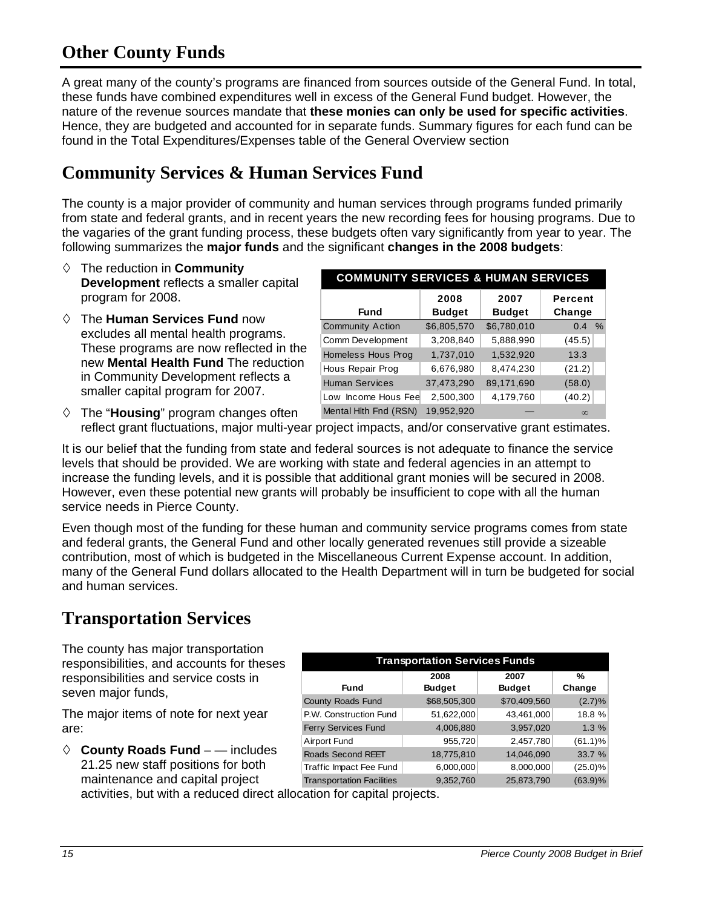## Other County Funds

A great many of the county's programs are financed from sources outside of the General Fund. In total, these funds have combined expenditures well in excess of the General Fund budget. However, the nature of the revenue sources mandate that **these monies can only be used for specific activities**. Hence, they are budgeted and accounted for in separate funds. Summary figures for each fund can be found in the Total Expenditures/Expenses table of the General Overview section

## Community Services & Human Services Fund

The county is a major provider of community and human services through programs funded primarily from state and federal grants, and in recent years the new recording fees for housing programs. Due to the vagaries of the grant funding process, these budgets often vary significantly from year to year. The following summarizes the **major funds** and the significant **changes in the 2008 budgets**:

- ◊ The reduction in **Community Development** reflects a smaller capital program for 2008.
- ◊ The **Human Services Fund** now excludes all mental health programs. These programs are now reflected in the new **Mental Health Fund** The reduction in Community Development reflects a smaller capital program for 2007.
- ◊ The "**Housing**" program changes often reflect grant fluctuations, major multi-year project impacts, and/or conservative grant estimates.

**COMMUNITY SERVICES & HUMAN SERVICES**

| Fund | 2008 Budget | 2007 Budget | Percent Change |
|---|---|---|---|
| Community Action | $6,805,570 | $6,780,010 | 0.4 % |
| Comm Development | 3,208,840 | 5,888,990 | (45.5) |
| Homeless Hous Prog | 1,737,010 | 1,532,920 | 13.3 |
| Hous Repair Prog | 6,676,980 | 8,474,230 | (21.2) |
| Human Services | 37,473,290 | 89,171,690 | (58.0) |
| Low Income Hous Fee | 2,500,300 | 4,179,760 | (40.2) |
| Mental Hlth Fnd (RSN) | 19,952,920 | — | ∞ |

It is our belief that the funding from state and federal sources is not adequate to finance the service levels that should be provided. We are working with state and federal agencies in an attempt to increase the funding levels, and it is possible that additional grant monies will be secured in 2008. However, even these potential new grants will probably be insufficient to cope with all the human service needs in Pierce County.

Even though most of the funding for these human and community service programs comes from state and federal grants, the General Fund and other locally generated revenues still provide a sizeable contribution, most of which is budgeted in the Miscellaneous Current Expense account. In addition, many of the General Fund dollars allocated to the Health Department will in turn be budgeted for social and human services.

## Transportation Services

The county has major transportation responsibilities, and accounts for theses responsibilities and service costs in seven major funds,

The major items of note for next year are:

- ◊ **County Roads Fund** – — includes 21.25 new staff positions for both maintenance and capital project activities, but with a reduced direct allocation for capital projects.

**Transportation Services Funds**

| Fund | 2008 Budget | 2007 Budget | % Change |
|---|---|---|---|
| County Roads Fund | $68,505,300 | $70,409,560 | (2.7)% |
| P.W. Construction Fund | 51,622,000 | 43,461,000 | 18.8 % |
| Ferry Services Fund | 4,006,880 | 3,957,020 | 1.3 % |
| Airport Fund | 955,720 | 2,457,780 | (61.1)% |
| Roads Second REET | 18,775,810 | 14,046,090 | 33.7 % |
| Traffic Impact Fee Fund | 6,000,000 | 8,000,000 | (25.0)% |
| Transportation Facilities | 9,352,760 | 25,873,790 | (63.9)% |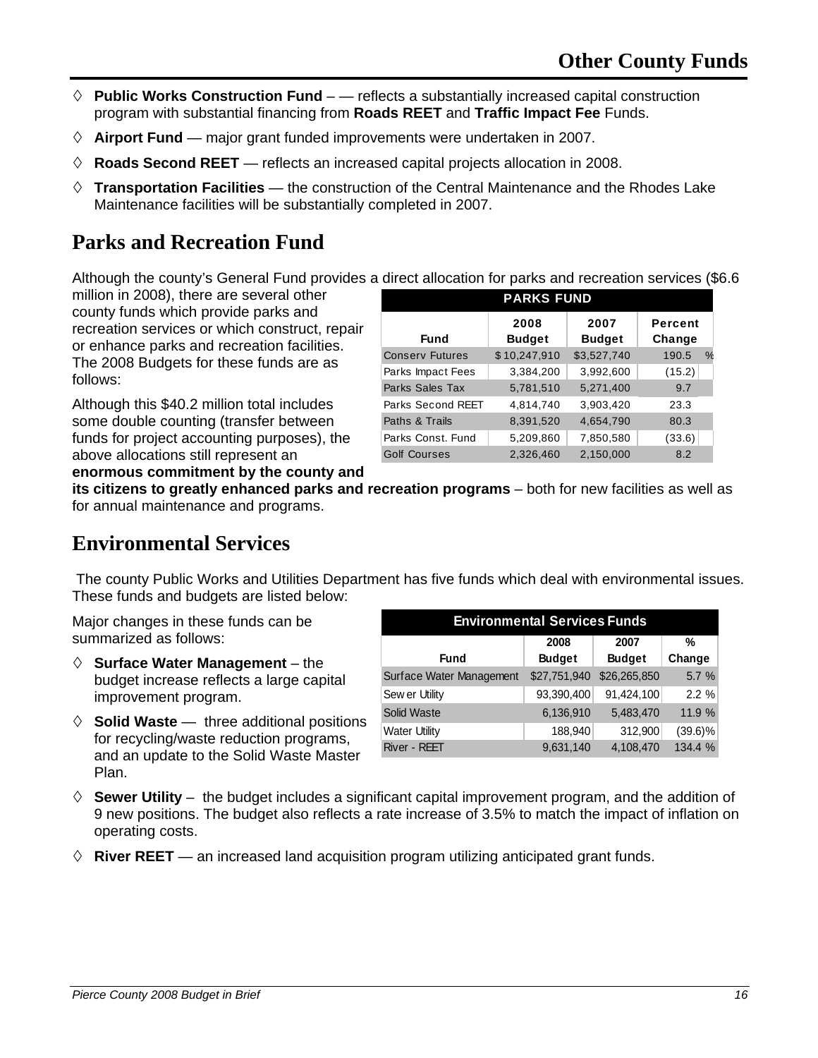# Other County Funds

- ◊ **Public Works Construction Fund** – — reflects a substantially increased capital construction program with substantial financing from **Roads REET** and **Traffic Impact Fee** Funds.
- ◊ **Airport Fund** — major grant funded improvements were undertaken in 2007.
- ◊ **Roads Second REET** — reflects an increased capital projects allocation in 2008.
- ◊ **Transportation Facilities** — the construction of the Central Maintenance and the Rhodes Lake Maintenance facilities will be substantially completed in 2007.

## Parks and Recreation Fund

Although the county's General Fund provides a direct allocation for parks and recreation services ($6.6 million in 2008), there are several other county funds which provide parks and recreation services or which construct, repair or enhance parks and recreation facilities. The 2008 Budgets for these funds are as follows:

**PARKS FUND**

| Fund | 2008 Budget | 2007 Budget | Percent Change |
|---|---|---|---|
| Conserv Futures | $10,247,910 | $3,527,740 | 190.5 % |
| Parks Impact Fees | 3,384,200 | 3,992,600 | (15.2) |
| Parks Sales Tax | 5,781,510 | 5,271,400 | 9.7 |
| Parks Second REET | 4,814,740 | 3,903,420 | 23.3 |
| Paths & Trails | 8,391,520 | 4,654,790 | 80.3 |
| Parks Const. Fund | 5,209,860 | 7,850,580 | (33.6) |
| Golf Courses | 2,326,460 | 2,150,000 | 8.2 |

Although this $40.2 million total includes some double counting (transfer between funds for project accounting purposes), the above allocations still represent an **enormous commitment by the county and its citizens to greatly enhanced parks and recreation programs** – both for new facilities as well as for annual maintenance and programs.

## Environmental Services

The county Public Works and Utilities Department has five funds which deal with environmental issues. These funds and budgets are listed below:

**Environmental Services Funds**

| Fund | 2008 Budget | 2007 Budget | % Change |
|---|---|---|---|
| Surface Water Management | $27,751,940 | $26,265,850 | 5.7 % |
| Sewer Utility | 93,390,400 | 91,424,100 | 2.2 % |
| Solid Waste | 6,136,910 | 5,483,470 | 11.9 % |
| Water Utility | 188,940 | 312,900 | (39.6)% |
| River - REET | 9,631,140 | 4,108,470 | 134.4 % |

Major changes in these funds can be summarized as follows:

- ◊ **Surface Water Management** – the budget increase reflects a large capital improvement program.
- ◊ **Solid Waste** — three additional positions for recycling/waste reduction programs, and an update to the Solid Waste Master Plan.
- ◊ **Sewer Utility** – the budget includes a significant capital improvement program, and the addition of 9 new positions. The budget also reflects a rate increase of 3.5% to match the impact of inflation on operating costs.
- ◊ **River REET** — an increased land acquisition program utilizing anticipated grant funds.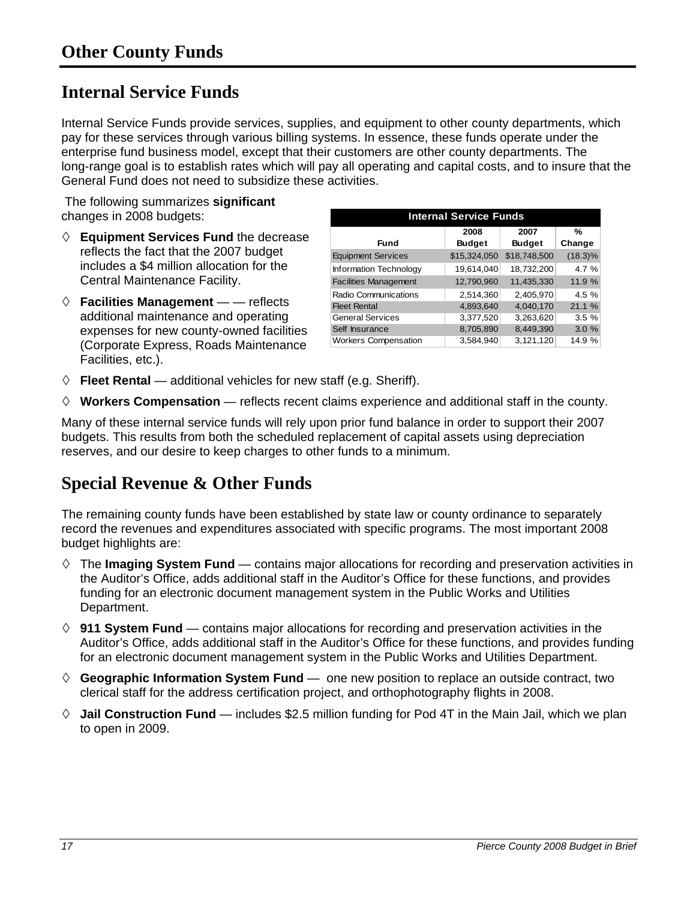# Other County Funds

## Internal Service Funds

Internal Service Funds provide services, supplies, and equipment to other county departments, which pay for these services through various billing systems. In essence, these funds operate under the enterprise fund business model, except that their customers are other county departments. The long-range goal is to establish rates which will pay all operating and capital costs, and to insure that the General Fund does not need to subsidize these activities.

The following summarizes **significant** changes in 2008 budgets:

| Internal Service Funds | | | |
|---|---|---|---|
| **Fund** | **2008 Budget** | **2007 Budget** | **% Change** |
| Equipment Services | $15,324,050 | $18,748,500 | (18.3)% |
| Information Technology | 19,614,040 | 18,732,200 | 4.7 % |
| Facilities Management | 12,790,960 | 11,435,330 | 11.9 % |
| Radio Communications | 2,514,360 | 2,405,970 | 4.5 % |
| Fleet Rental | 4,893,640 | 4,040,170 | 21.1 % |
| General Services | 3,377,520 | 3,263,620 | 3.5 % |
| Self Insurance | 8,705,890 | 8,449,390 | 3.0 % |
| Workers Compensation | 3,584,940 | 3,121,120 | 14.9 % |

- ◊ **Equipment Services Fund** the decrease reflects the fact that the 2007 budget includes a $4 million allocation for the Central Maintenance Facility.
- ◊ **Facilities Management** — — reflects additional maintenance and operating expenses for new county-owned facilities (Corporate Express, Roads Maintenance Facilities, etc.).
- ◊ **Fleet Rental** — additional vehicles for new staff (e.g. Sheriff).
- ◊ **Workers Compensation** — reflects recent claims experience and additional staff in the county.

Many of these internal service funds will rely upon prior fund balance in order to support their 2007 budgets. This results from both the scheduled replacement of capital assets using depreciation reserves, and our desire to keep charges to other funds to a minimum.

## Special Revenue & Other Funds

The remaining county funds have been established by state law or county ordinance to separately record the revenues and expenditures associated with specific programs. The most important 2008 budget highlights are:

- ◊ The **Imaging System Fund** — contains major allocations for recording and preservation activities in the Auditor's Office, adds additional staff in the Auditor's Office for these functions, and provides funding for an electronic document management system in the Public Works and Utilities Department.
- ◊ **911 System Fund** — contains major allocations for recording and preservation activities in the Auditor's Office, adds additional staff in the Auditor's Office for these functions, and provides funding for an electronic document management system in the Public Works and Utilities Department.
- ◊ **Geographic Information System Fund** — one new position to replace an outside contract, two clerical staff for the address certification project, and orthophotography flights in 2008.
- ◊ **Jail Construction Fund** — includes $2.5 million funding for Pod 4T in the Main Jail, which we plan to open in 2009.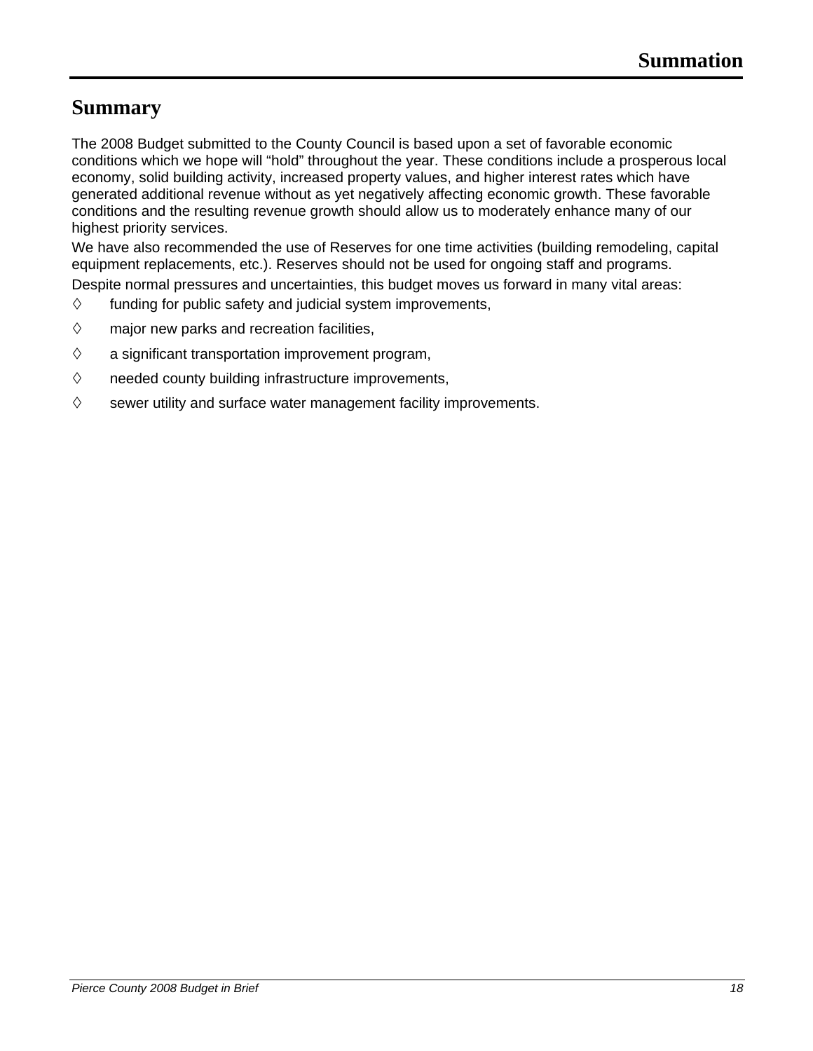# Summation

## Summary

The 2008 Budget submitted to the County Council is based upon a set of favorable economic conditions which we hope will "hold" throughout the year. These conditions include a prosperous local economy, solid building activity, increased property values, and higher interest rates which have generated additional revenue without as yet negatively affecting economic growth. These favorable conditions and the resulting revenue growth should allow us to moderately enhance many of our highest priority services.

We have also recommended the use of Reserves for one time activities (building remodeling, capital equipment replacements, etc.). Reserves should not be used for ongoing staff and programs.

Despite normal pressures and uncertainties, this budget moves us forward in many vital areas:

- funding for public safety and judicial system improvements,
- major new parks and recreation facilities,
- a significant transportation improvement program,
- needed county building infrastructure improvements,
- sewer utility and surface water management facility improvements.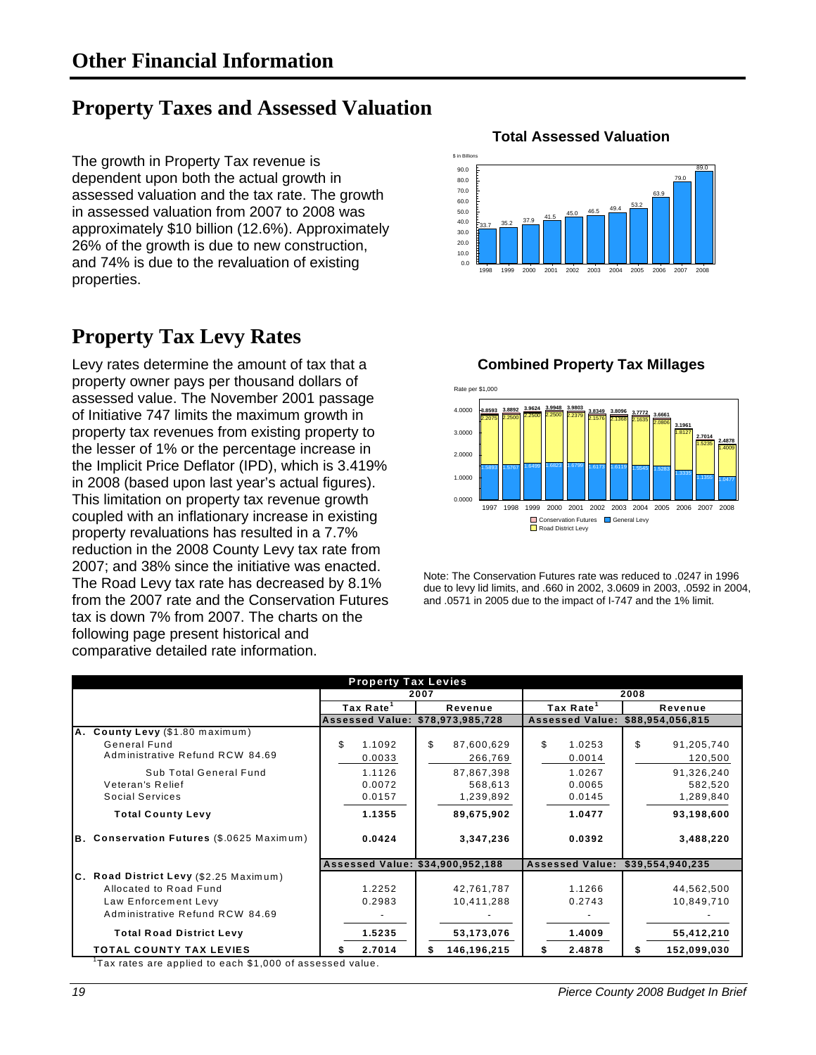# Other Financial Information

## Property Taxes and Assessed Valuation

The growth in Property Tax revenue is dependent upon both the actual growth in assessed valuation and the tax rate. The growth in assessed valuation from 2007 to 2008 was approximately $10 billion (12.6%). Approximately 26% of the growth is due to new construction, and 74% is due to the revaluation of existing properties.

**Total Assessed Valuation**

$ in Billions

0.0
10.0
20.0
30.0
40.0
50.0
60.0
70.0
80.0
90.0

33.7
35.2
37.9
41.5
45.0
46.5
49.4
53.2
63.9
79.0
89.0

1998 1999 2000 2001 2002 2003 2004 2005 2006 2007 2008

## Property Tax Levy Rates

Levy rates determine the amount of tax that a property owner pays per thousand dollars of assessed value. The November 2001 passage of Initiative 747 limits the maximum growth in property tax revenues from existing property to the lesser of 1% or the percentage increase in the Implicit Price Deflator (IPD), which is 3.419% in 2008 (based upon last year's actual figures). This limitation on property tax revenue growth coupled with an inflationary increase in existing property revaluations has resulted in a 7.7% reduction in the 2008 County Levy tax rate from 2007; and 38% since the initiative was enacted. The Road Levy tax rate has decreased by 8.1% from the 2007 rate and the Conservation Futures tax is down 7% from 2007. The charts on the following page present historical and comparative detailed rate information.

**Combined Property Tax Millages**

Rate per $1,000

0.0000
1.0000
2.0000
3.0000
4.0000

3.8593 3.8892 3.9624 3.9948 3.9803 3.8349 3.8096 3.7772 3.6661 3.1961 2.7014 2.4878

2.2075 2.2500 2.2500 2.2500 2.2379 2.1576 2.1368 2.1635 2.0806 1.8127 1.5235 1.4009

1.5893 1.5767 1.6499 1.6823 1.6799 1.6173 1.6115 1.5545 1.5283 1.3339 1.1355 1.0477

1997 1998 1999 2000 2001 2002 2003 2004 2005 2006 2007 2008

Conservation Futures
General Levy
Road District Levy

Note: The Conservation Futures rate was reduced to .0247 in 1996 due to levy lid limits, and .660 in 2002, 3.0609 in 2003, .0592 in 2004, and .0571 in 2005 due to the impact of I-747 and the 1% limit.

| Property Tax Levies | 2007 | | 2008 | |
|---|---|---|---|---|
| | Tax Rate[1] | Revenue | Tax Rate[1] | Revenue |
| | Assessed Value: $78,973,985,728 | | Assessed Value: $88,954,056,815 | |
| **A. County Levy** ($1.80 maximum) | | | | |
| General Fund | $ 1.1092 | $ 87,600,629 | $ 1.0253 | $ 91,205,740 |
| Administrative Refund RCW 84.69 | 0.0033 | 266,769 | 0.0014 | 120,500 |
| Sub Total General Fund | 1.1126 | 87,867,398 | 1.0267 | 91,326,240 |
| Veteran's Relief | 0.0072 | 568,613 | 0.0065 | 582,520 |
| Social Services | 0.0157 | 1,239,892 | 0.0145 | 1,289,840 |
| **Total County Levy** | **1.1355** | **89,675,902** | **1.0477** | **93,198,600** |
| **B. Conservation Futures** ($.0625 Maximum) | **0.0424** | **3,347,236** | **0.0392** | **3,488,220** |
| | Assessed Value: $34,900,952,188 | | Assessed Value: $39,554,940,235 | |
| **C. Road District Levy** ($2.25 Maximum) | | | | |
| Allocated to Road Fund | 1.2252 | 42,761,787 | 1.1266 | 44,562,500 |
| Law Enforcement Levy | 0.2983 | 10,411,288 | 0.2743 | 10,849,710 |
| Administrative Refund RCW 84.69 | - | - | - | - |
| **Total Road District Levy** | **1.5235** | **53,173,076** | **1.4009** | **55,412,210** |
| **TOTAL COUNTY TAX LEVIES** | **$ 2.7014** | **$ 146,196,215** | **$ 2.4878** | **$ 152,099,030** |

[1]Tax rates are applied to each $1,000 of assessed value.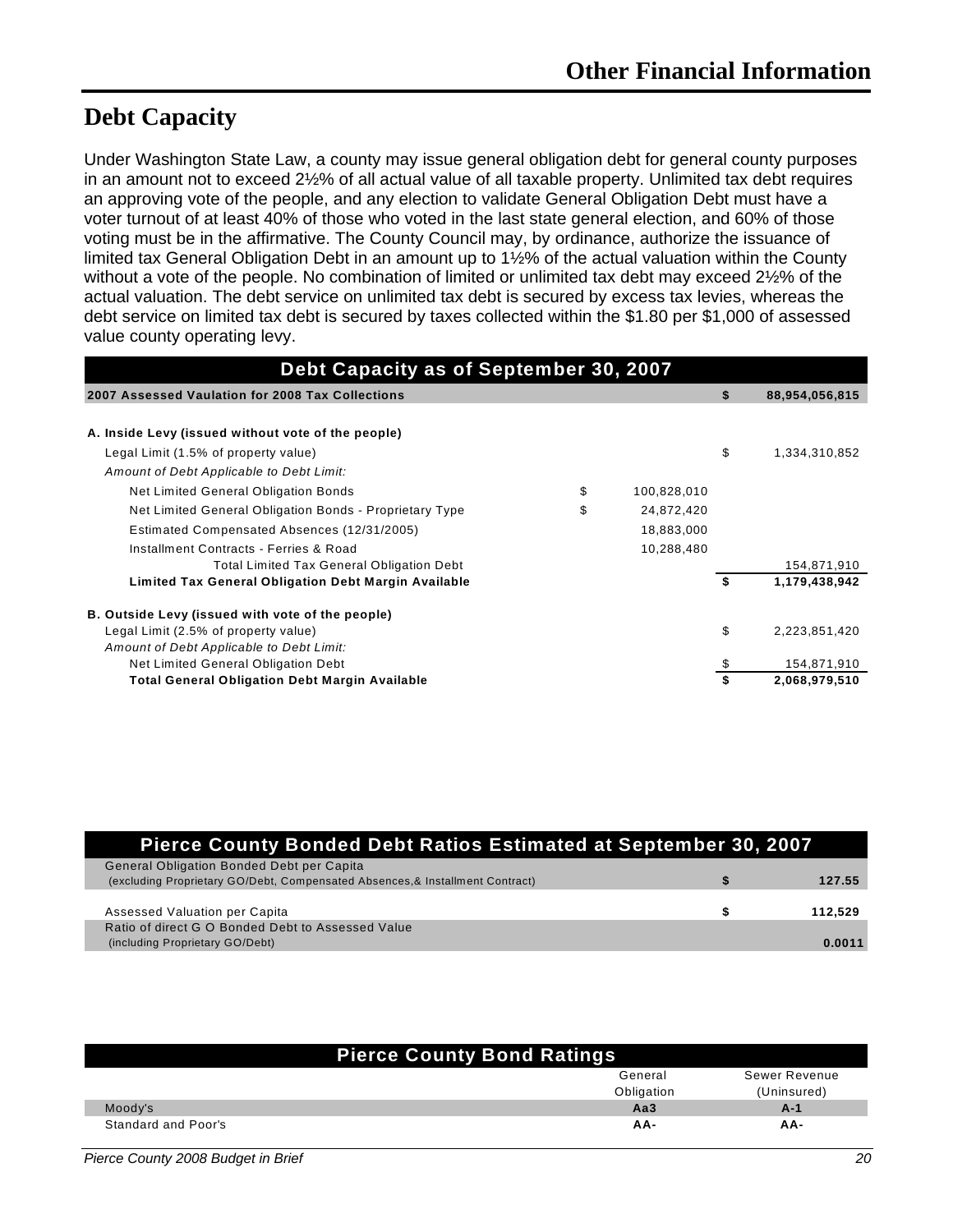# Other Financial Information

## Debt Capacity

Under Washington State Law, a county may issue general obligation debt for general county purposes in an amount not to exceed 2½% of all actual value of all taxable property. Unlimited tax debt requires an approving vote of the people, and any election to validate General Obligation Debt must have a voter turnout of at least 40% of those who voted in the last state general election, and 60% of those voting must be in the affirmative. The County Council may, by ordinance, authorize the issuance of limited tax General Obligation Debt in an amount up to 1½% of the actual valuation within the County without a vote of the people. No combination of limited or unlimited tax debt may exceed 2½% of the actual valuation. The debt service on unlimited tax debt is secured by excess tax levies, whereas the debt service on limited tax debt is secured by taxes collected within the $1.80 per $1,000 of assessed value county operating levy.

**Debt Capacity as of September 30, 2007**

| | | | | |
|---|---|---|---|---|
| **2007 Assessed Vaulation for 2008 Tax Collections** | | | **$** | **88,954,056,815** |
| | | | | |
| **A. Inside Levy (issued without vote of the people)** | | | | |
| Legal Limit (1.5% of property value) | | | $ | 1,334,310,852 |
| *Amount of Debt Applicable to Debt Limit:* | | | | |
| Net Limited General Obligation Bonds | $ | 100,828,010 | | |
| Net Limited General Obligation Bonds - Proprietary Type | $ | 24,872,420 | | |
| Estimated Compensated Absences (12/31/2005) | | 18,883,000 | | |
| Installment Contracts - Ferries & Road | | 10,288,480 | | |
| Total Limited Tax General Obligation Debt | | | | 154,871,910 |
| **Limited Tax General Obligation Debt Margin Available** | | | **$** | **1,179,438,942** |
| | | | | |
| **B. Outside Levy (issued with vote of the people)** | | | | |
| Legal Limit (2.5% of property value) | | | $ | 2,223,851,420 |
| *Amount of Debt Applicable to Debt Limit:* | | | | |
| Net Limited General Obligation Debt | | | $ | 154,871,910 |
| **Total General Obligation Debt Margin Available** | | | **$** | **2,068,979,510** |

**Pierce County Bonded Debt Ratios Estimated at September 30, 2007**

| | | |
|---|---|---|
| General Obligation Bonded Debt per Capita (excluding Proprietary GO/Debt, Compensated Absences,& Installment Contract) | **$** | **127.55** |
| Assessed Valuation per Capita | **$** | **112,529** |
| Ratio of direct G O Bonded Debt to Assessed Value (including Proprietary GO/Debt) | | **0.0011** |

**Pierce County Bond Ratings**

| | General Obligation | Sewer Revenue (Uninsured) |
|---|---|---|
| Moody's | **Aa3** | **A-1** |
| Standard and Poor's | **AA-** | **AA-** |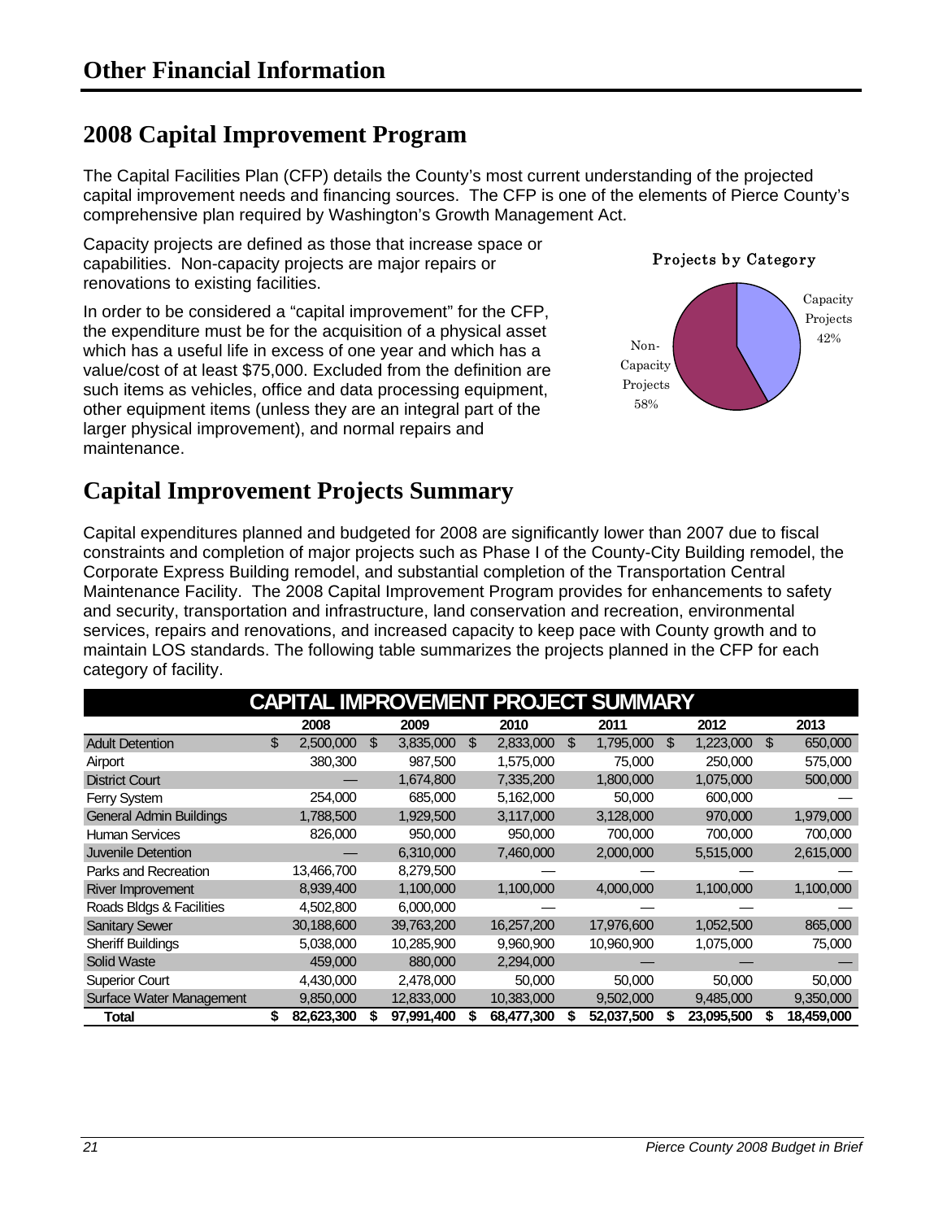# Other Financial Information

## 2008 Capital Improvement Program

The Capital Facilities Plan (CFP) details the County's most current understanding of the projected capital improvement needs and financing sources. The CFP is one of the elements of Pierce County's comprehensive plan required by Washington's Growth Management Act.

Capacity projects are defined as those that increase space or capabilities. Non-capacity projects are major repairs or renovations to existing facilities.

In order to be considered a "capital improvement" for the CFP, the expenditure must be for the acquisition of a physical asset which has a useful life in excess of one year and which has a value/cost of at least $75,000. Excluded from the definition are such items as vehicles, office and data processing equipment, other equipment items (unless they are an integral part of the larger physical improvement), and normal repairs and maintenance.

Projects by Category

Capacity Projects 42%

Non-Capacity Projects 58%

## Capital Improvement Projects Summary

Capital expenditures planned and budgeted for 2008 are significantly lower than 2007 due to fiscal constraints and completion of major projects such as Phase I of the County-City Building remodel, the Corporate Express Building remodel, and substantial completion of the Transportation Central Maintenance Facility. The 2008 Capital Improvement Program provides for enhancements to safety and security, transportation and infrastructure, land conservation and recreation, environmental services, repairs and renovations, and increased capacity to keep pace with County growth and to maintain LOS standards. The following table summarizes the projects planned in the CFP for each category of facility.

**CAPITAL IMPROVEMENT PROJECT SUMMARY**

| | 2008 | 2009 | 2010 | 2011 | 2012 | 2013 |
|---|---|---|---|---|---|---|
| Adult Detention | $ 2,500,000 | $ 3,835,000 | $ 2,833,000 | $ 1,795,000 | $ 1,223,000 | $ 650,000 |
| Airport | 380,300 | 987,500 | 1,575,000 | 75,000 | 250,000 | 575,000 |
| District Court | — | 1,674,800 | 7,335,200 | 1,800,000 | 1,075,000 | 500,000 |
| Ferry System | 254,000 | 685,000 | 5,162,000 | 50,000 | 600,000 | — |
| General Admin Buildings | 1,788,500 | 1,929,500 | 3,117,000 | 3,128,000 | 970,000 | 1,979,000 |
| Human Services | 826,000 | 950,000 | 950,000 | 700,000 | 700,000 | 700,000 |
| Juvenile Detention | — | 6,310,000 | 7,460,000 | 2,000,000 | 5,515,000 | 2,615,000 |
| Parks and Recreation | 13,466,700 | 8,279,500 | — | — | — | — |
| River Improvement | 8,939,400 | 1,100,000 | 1,100,000 | 4,000,000 | 1,100,000 | 1,100,000 |
| Roads Bldgs & Facilities | 4,502,800 | 6,000,000 | — | — | — | — |
| Sanitary Sewer | 30,188,600 | 39,763,200 | 16,257,200 | 17,976,600 | 1,052,500 | 865,000 |
| Sheriff Buildings | 5,038,000 | 10,285,900 | 9,960,900 | 10,960,900 | 1,075,000 | 75,000 |
| Solid Waste | 459,000 | 880,000 | 2,294,000 | — | — | — |
| Superior Court | 4,430,000 | 2,478,000 | 50,000 | 50,000 | 50,000 | 50,000 |
| Surface Water Management | 9,850,000 | 12,833,000 | 10,383,000 | 9,502,000 | 9,485,000 | 9,350,000 |
| **Total** | **$ 82,623,300** | **$ 97,991,400** | **$ 68,477,300** | **$ 52,037,500** | **$ 23,095,500** | **$ 18,459,000** |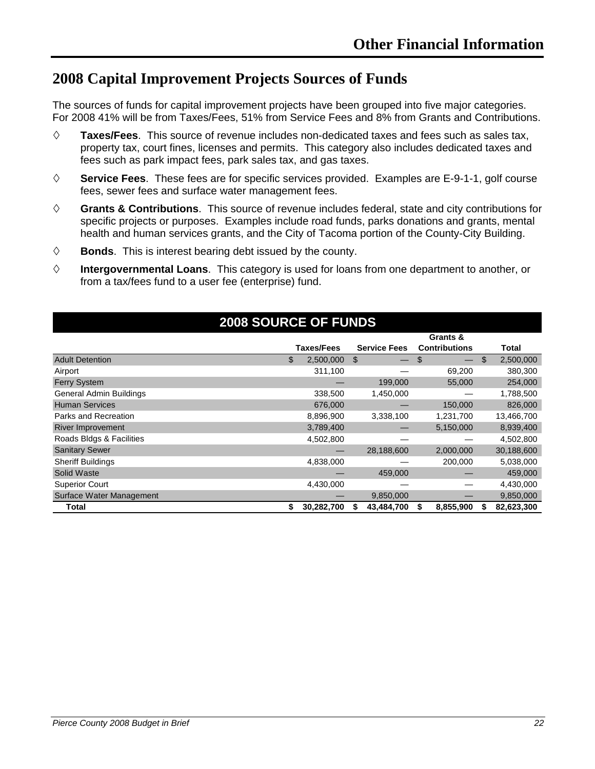# Other Financial Information

## 2008 Capital Improvement Projects Sources of Funds

The sources of funds for capital improvement projects have been grouped into five major categories. For 2008 41% will be from Taxes/Fees, 51% from Service Fees and 8% from Grants and Contributions.

- ◊ **Taxes/Fees**. This source of revenue includes non-dedicated taxes and fees such as sales tax, property tax, court fines, licenses and permits. This category also includes dedicated taxes and fees such as park impact fees, park sales tax, and gas taxes.
- ◊ **Service Fees**. These fees are for specific services provided. Examples are E-9-1-1, golf course fees, sewer fees and surface water management fees.
- ◊ **Grants & Contributions**. This source of revenue includes federal, state and city contributions for specific projects or purposes. Examples include road funds, parks donations and grants, mental health and human services grants, and the City of Tacoma portion of the County-City Building.
- ◊ **Bonds**. This is interest bearing debt issued by the county.
- ◊ **Intergovernmental Loans**. This category is used for loans from one department to another, or from a tax/fees fund to a user fee (enterprise) fund.

**2008 SOURCE OF FUNDS**

| | Taxes/Fees | Service Fees | Grants & Contributions | Total |
|---|---|---|---|---|
| Adult Detention | $ 2,500,000 | $ — | $ — | $ 2,500,000 |
| Airport | 311,100 | — | 69,200 | 380,300 |
| Ferry System | — | 199,000 | 55,000 | 254,000 |
| General Admin Buildings | 338,500 | 1,450,000 | — | 1,788,500 |
| Human Services | 676,000 | — | 150,000 | 826,000 |
| Parks and Recreation | 8,896,900 | 3,338,100 | 1,231,700 | 13,466,700 |
| River Improvement | 3,789,400 | — | 5,150,000 | 8,939,400 |
| Roads Bldgs & Facilities | 4,502,800 | — | — | 4,502,800 |
| Sanitary Sewer | — | 28,188,600 | 2,000,000 | 30,188,600 |
| Sheriff Buildings | 4,838,000 | — | 200,000 | 5,038,000 |
| Solid Waste | — | 459,000 | — | 459,000 |
| Superior Court | 4,430,000 | — | — | 4,430,000 |
| Surface Water Management | — | 9,850,000 | — | 9,850,000 |
| **Total** | **$ 30,282,700** | **$ 43,484,700** | **$ 8,855,900** | **$ 82,623,300** |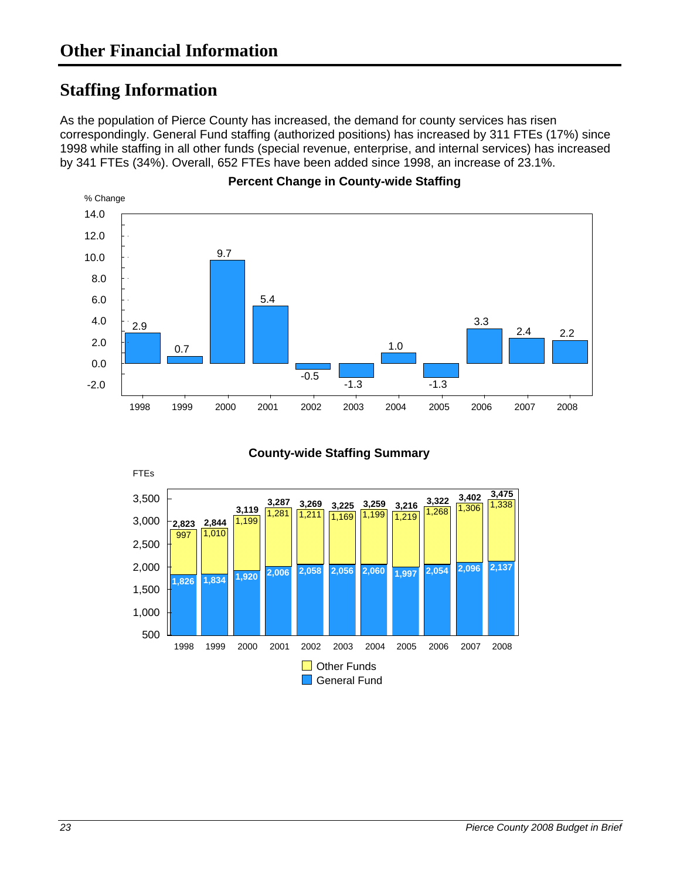# Other Financial Information

## Staffing Information

As the population of Pierce County has increased, the demand for county services has risen correspondingly. General Fund staffing (authorized positions) has increased by 311 FTEs (17%) since 1998 while staffing in all other funds (special revenue, enterprise, and internal services) has increased by 341 FTEs (34%). Overall, 652 FTEs have been added since 1998, an increase of 23.1%.

**Percent Change in County-wide Staffing**

% Change

14.0
12.0
10.0
8.0
6.0
4.0
2.0
0.0
-2.0

1998: 2.9
1999: 0.7
2000: 9.7
2001: 5.4
2002: -0.5
2003: -1.3
2004: 1.0
2005: -1.3
2006: 3.3
2007: 2.4
2008: 2.2

**County-wide Staffing Summary**

FTEs

3,500
3,000
2,500
2,000
1,500
1,000
500

1998: 2,823 (997 / 1,826)
1999: 2,844 (1,010 / 1,834)
2000: 3,119 (1,199 / 1,920)
2001: 3,287 (1,281 / 2,006)
2002: 3,269 (1,211 / 2,058)
2003: 3,225 (1,169 / 2,056)
2004: 3,259 (1,199 / 2,060)
2005: 3,216 (1,219 / 1,997)
2006: 3,322 (1,268 / 2,054)
2007: 3,402 (1,306 / 2,096)
2008: 3,475 (1,338 / 2,137)

Other Funds
General Fund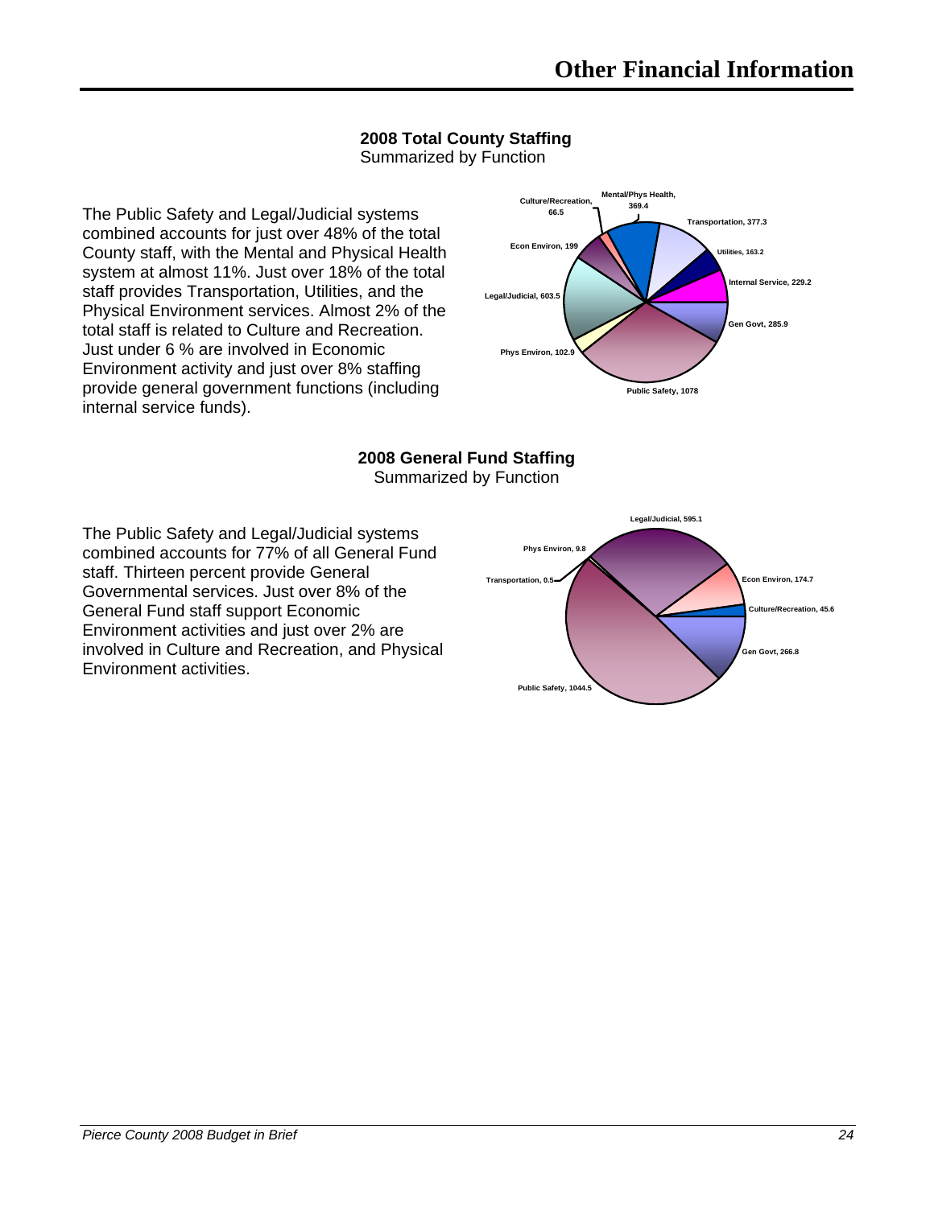# Other Financial Information

**2008 Total County Staffing**
Summarized by Function

The Public Safety and Legal/Judicial systems combined accounts for just over 48% of the total County staff, with the Mental and Physical Health system at almost 11%. Just over 18% of the total staff provides Transportation, Utilities, and the Physical Environment services. Almost 2% of the total staff is related to Culture and Recreation. Just under 6 % are involved in Economic Environment activity and just over 8% staffing provide general government functions (including internal service funds).

Culture/Recreation, 66.5
Mental/Phys Health, 369.4
Transportation, 377.3
Utilities, 163.2
Internal Service, 229.2
Gen Govt, 285.9
Public Safety, 1078
Phys Environ, 102.9
Legal/Judicial, 603.5
Econ Environ, 199

**2008 General Fund Staffing**
Summarized by Function

The Public Safety and Legal/Judicial systems combined accounts for 77% of all General Fund staff. Thirteen percent provide General Governmental services. Just over 8% of the General Fund staff support Economic Environment activities and just over 2% are involved in Culture and Recreation, and Physical Environment activities.

Legal/Judicial, 595.1
Phys Environ, 9.8
Transportation, 0.5
Econ Environ, 174.7
Culture/Recreation, 45.6
Gen Govt, 266.8
Public Safety, 1044.5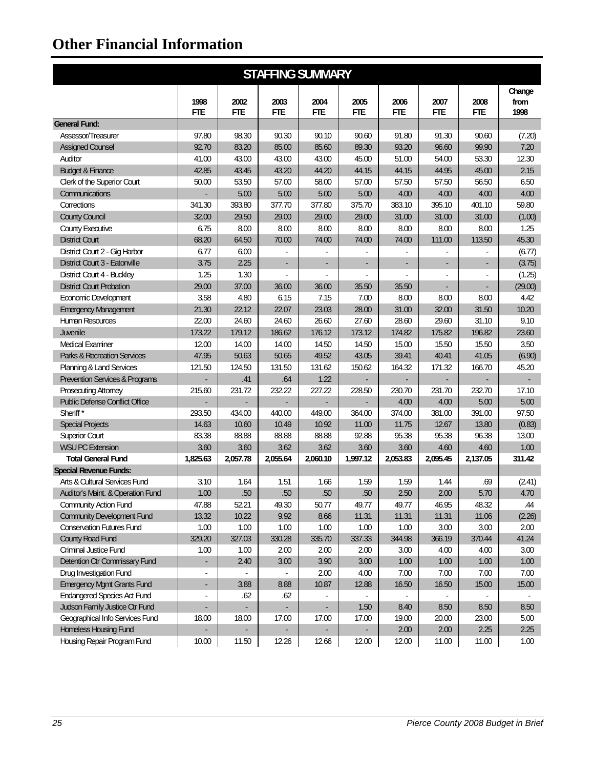# Other Financial Information

| STAFFING SUMMARY | | | | | | | | | |
|---|---|---|---|---|---|---|---|---|---|
| | 1998 FTE | 2002 FTE | 2003 FTE | 2004 FTE | 2005 FTE | 2006 FTE | 2007 FTE | 2008 FTE | Change from 1998 |
| **General Fund:** | | | | | | | | | |
| Assessor/Treasurer | 97.80 | 98.30 | 90.30 | 90.10 | 90.60 | 91.80 | 91.30 | 90.60 | (7.20) |
| Assigned Counsel | 92.70 | 83.20 | 85.00 | 85.60 | 89.30 | 93.20 | 96.60 | 99.90 | 7.20 |
| Auditor | 41.00 | 43.00 | 43.00 | 43.00 | 45.00 | 51.00 | 54.00 | 53.30 | 12.30 |
| Budget & Finance | 42.85 | 43.45 | 43.20 | 44.20 | 44.15 | 44.15 | 44.95 | 45.00 | 2.15 |
| Clerk of the Superior Court | 50.00 | 53.50 | 57.00 | 58.00 | 57.00 | 57.50 | 57.50 | 56.50 | 6.50 |
| Communications | - | 5.00 | 5.00 | 5.00 | 5.00 | 4.00 | 4.00 | 4.00 | 4.00 |
| Corrections | 341.30 | 393.80 | 377.70 | 377.80 | 375.70 | 383.10 | 395.10 | 401.10 | 59.80 |
| County Council | 32.00 | 29.50 | 29.00 | 29.00 | 29.00 | 31.00 | 31.00 | 31.00 | (1.00) |
| County Executive | 6.75 | 8.00 | 8.00 | 8.00 | 8.00 | 8.00 | 8.00 | 8.00 | 1.25 |
| District Court | 68.20 | 64.50 | 70.00 | 74.00 | 74.00 | 74.00 | 111.00 | 113.50 | 45.30 |
| District Court 2 - Gig Harbor | 6.77 | 6.00 | - | - | - | - | - | - | (6.77) |
| District Court 3 - Eatonville | 3.75 | 2.25 | - | - | - | - | - | - | (3.75) |
| District Court 4 - Buckley | 1.25 | 1.30 | - | - | - | - | - | - | (1.25) |
| District Court Probation | 29.00 | 37.00 | 36.00 | 36.00 | 35.50 | 35.50 | - | - | (29.00) |
| Economic Development | 3.58 | 4.80 | 6.15 | 7.15 | 7.00 | 8.00 | 8.00 | 8.00 | 4.42 |
| Emergency Management | 21.30 | 22.12 | 22.07 | 23.03 | 28.00 | 31.00 | 32.00 | 31.50 | 10.20 |
| Human Resources | 22.00 | 24.60 | 24.60 | 26.60 | 27.60 | 28.60 | 29.60 | 31.10 | 9.10 |
| Juvenile | 173.22 | 179.12 | 186.62 | 176.12 | 173.12 | 174.82 | 175.82 | 196.82 | 23.60 |
| Medical Examiner | 12.00 | 14.00 | 14.00 | 14.50 | 14.50 | 15.00 | 15.50 | 15.50 | 3.50 |
| Parks & Recreation Services | 47.95 | 50.63 | 50.65 | 49.52 | 43.05 | 39.41 | 40.41 | 41.05 | (6.90) |
| Planning & Land Services | 121.50 | 124.50 | 131.50 | 131.62 | 150.62 | 164.32 | 171.32 | 166.70 | 45.20 |
| Prevention Services & Programs | - | .41 | .64 | 1.22 | - | - | - | - | - |
| Prosecuting Attorney | 215.60 | 231.72 | 232.22 | 227.22 | 228.50 | 230.70 | 231.70 | 232.70 | 17.10 |
| Public Defense Conflict Office | - | - | - | - | - | 4.00 | 4.00 | 5.00 | 5.00 |
| Sheriff * | 293.50 | 434.00 | 440.00 | 449.00 | 364.00 | 374.00 | 381.00 | 391.00 | 97.50 |
| Special Projects | 14.63 | 10.60 | 10.49 | 10.92 | 11.00 | 11.75 | 12.67 | 13.80 | (0.83) |
| Superior Court | 83.38 | 88.88 | 88.88 | 88.88 | 92.88 | 95.38 | 95.38 | 96.38 | 13.00 |
| WSU PC Extension | 3.60 | 3.60 | 3.62 | 3.62 | 3.60 | 3.60 | 4.60 | 4.60 | 1.00 |
| **Total General Fund** | **1,825.63** | **2,057.78** | **2,055.64** | **2,060.10** | **1,997.12** | **2,053.83** | **2,095.45** | **2,137.05** | **311.42** |
| **Special Revenue Funds:** | | | | | | | | | |
| Arts & Cultural Services Fund | 3.10 | 1.64 | 1.51 | 1.66 | 1.59 | 1.59 | 1.44 | .69 | (2.41) |
| Auditor's Maint. & Operation Fund | 1.00 | .50 | .50 | .50 | .50 | 2.50 | 2.00 | 5.70 | 4.70 |
| Community Action Fund | 47.88 | 52.21 | 49.30 | 50.77 | 49.77 | 49.77 | 46.95 | 48.32 | .44 |
| Community Development Fund | 13.32 | 10.22 | 9.92 | 8.66 | 11.31 | 11.31 | 11.31 | 11.06 | (2.26) |
| Conservation Futures Fund | 1.00 | 1.00 | 1.00 | 1.00 | 1.00 | 1.00 | 3.00 | 3.00 | 2.00 |
| County Road Fund | 329.20 | 327.03 | 330.28 | 335.70 | 337.33 | 344.98 | 366.19 | 370.44 | 41.24 |
| Criminal Justice Fund | 1.00 | 1.00 | 2.00 | 2.00 | 2.00 | 3.00 | 4.00 | 4.00 | 3.00 |
| Detention Ctr Commissary Fund | - | 2.40 | 3.00 | 3.90 | 3.00 | 1.00 | 1.00 | 1.00 | 1.00 |
| Drug Investigation Fund | - | - | - | 2.00 | 4.00 | 7.00 | 7.00 | 7.00 | 7.00 |
| Emergency Mgmt Grants Fund | - | 3.88 | 8.88 | 10.87 | 12.88 | 16.50 | 16.50 | 15.00 | 15.00 |
| Endangered Species Act Fund | - | .62 | .62 | - | - | - | - | - | - |
| Judson Family Justice Ctr Fund | - | - | - | - | 1.50 | 8.40 | 8.50 | 8.50 | 8.50 |
| Geographical Info Services Fund | 18.00 | 18.00 | 17.00 | 17.00 | 17.00 | 19.00 | 20.00 | 23.00 | 5.00 |
| Homeless Housing Fund | - | - | - | - | - | 2.00 | 2.00 | 2.25 | 2.25 |
| Housing Repair Program Fund | 10.00 | 11.50 | 12.26 | 12.66 | 12.00 | 12.00 | 11.00 | 11.00 | 1.00 |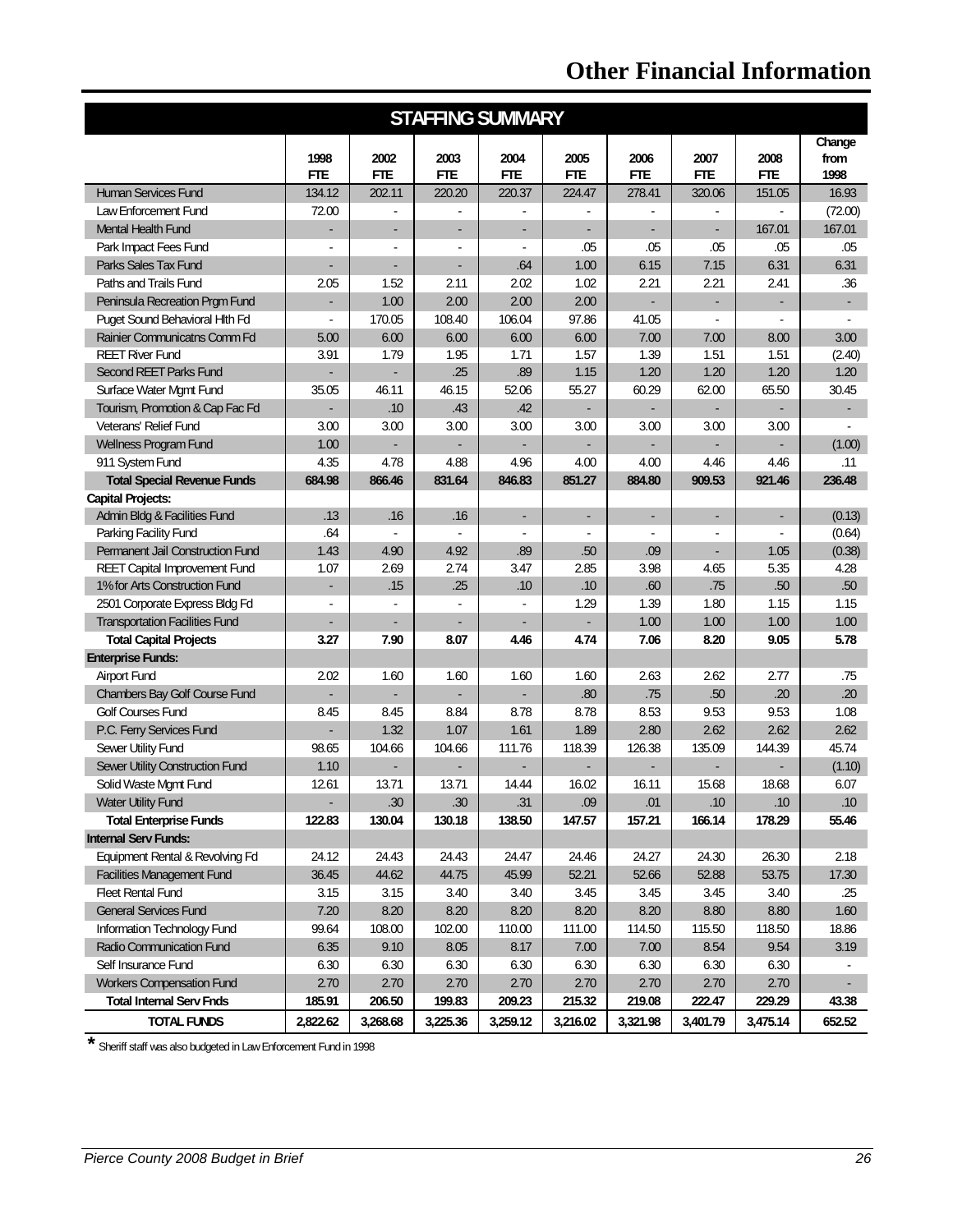# Other Financial Information

## STAFFING SUMMARY

| | 1998 FTE | 2002 FTE | 2003 FTE | 2004 FTE | 2005 FTE | 2006 FTE | 2007 FTE | 2008 FTE | Change from 1998 |
|---|---|---|---|---|---|---|---|---|---|
| Human Services Fund | 134.12 | 202.11 | 220.20 | 220.37 | 224.47 | 278.41 | 320.06 | 151.05 | 16.93 |
| Law Enforcement Fund | 72.00 | - | - | - | - | - | - | - | (72.00) |
| Mental Health Fund | - | - | - | - | - | - | - | 167.01 | 167.01 |
| Park Impact Fees Fund | - | - | - | - | .05 | .05 | .05 | .05 | .05 |
| Parks Sales Tax Fund | - | - | - | .64 | 1.00 | 6.15 | 7.15 | 6.31 | 6.31 |
| Paths and Trails Fund | 2.05 | 1.52 | 2.11 | 2.02 | 1.02 | 2.21 | 2.21 | 2.41 | .36 |
| Peninsula Recreation Prgm Fund | - | 1.00 | 2.00 | 2.00 | 2.00 | - | - | - | - |
| Puget Sound Behavioral Hlth Fd | - | 170.05 | 108.40 | 106.04 | 97.86 | 41.05 | - | - | - |
| Rainier Communicatns Comm Fd | 5.00 | 6.00 | 6.00 | 6.00 | 6.00 | 7.00 | 7.00 | 8.00 | 3.00 |
| REET River Fund | 3.91 | 1.79 | 1.95 | 1.71 | 1.57 | 1.39 | 1.51 | 1.51 | (2.40) |
| Second REET Parks Fund | - | - | .25 | .89 | 1.15 | 1.20 | 1.20 | 1.20 | 1.20 |
| Surface Water Mgmt Fund | 35.05 | 46.11 | 46.15 | 52.06 | 55.27 | 60.29 | 62.00 | 65.50 | 30.45 |
| Tourism, Promotion & Cap Fac Fd | - | .10 | .43 | .42 | - | - | - | - | - |
| Veterans' Relief Fund | 3.00 | 3.00 | 3.00 | 3.00 | 3.00 | 3.00 | 3.00 | 3.00 | - |
| Wellness Program Fund | 1.00 | - | - | - | - | - | - | - | (1.00) |
| 911 System Fund | 4.35 | 4.78 | 4.88 | 4.96 | 4.00 | 4.00 | 4.46 | 4.46 | .11 |
| **Total Special Revenue Funds** | **684.98** | **866.46** | **831.64** | **846.83** | **851.27** | **884.80** | **909.53** | **921.46** | **236.48** |
| **Capital Projects:** | | | | | | | | | |
| Admin Bldg & Facilities Fund | .13 | .16 | .16 | - | - | - | - | - | (0.13) |
| Parking Facility Fund | .64 | - | - | - | - | - | - | - | (0.64) |
| Permanent Jail Construction Fund | 1.43 | 4.90 | 4.92 | .89 | .50 | .09 | - | 1.05 | (0.38) |
| REET Capital Improvement Fund | 1.07 | 2.69 | 2.74 | 3.47 | 2.85 | 3.98 | 4.65 | 5.35 | 4.28 |
| 1% for Arts Construction Fund | - | .15 | .25 | .10 | .10 | .60 | .75 | .50 | .50 |
| 2501 Corporate Express Bldg Fd | - | - | - | - | 1.29 | 1.39 | 1.80 | 1.15 | 1.15 |
| Transportation Facilities Fund | - | - | - | - | - | 1.00 | 1.00 | 1.00 | 1.00 |
| **Total Capital Projects** | **3.27** | **7.90** | **8.07** | **4.46** | **4.74** | **7.06** | **8.20** | **9.05** | **5.78** |
| **Enterprise Funds:** | | | | | | | | | |
| Airport Fund | 2.02 | 1.60 | 1.60 | 1.60 | 1.60 | 2.63 | 2.62 | 2.77 | .75 |
| Chambers Bay Golf Course Fund | - | - | - | - | .80 | .75 | .50 | .20 | .20 |
| Golf Courses Fund | 8.45 | 8.45 | 8.84 | 8.78 | 8.78 | 8.53 | 9.53 | 9.53 | 1.08 |
| P.C. Ferry Services Fund | - | 1.32 | 1.07 | 1.61 | 1.89 | 2.80 | 2.62 | 2.62 | 2.62 |
| Sewer Utility Fund | 98.65 | 104.66 | 104.66 | 111.76 | 118.39 | 126.38 | 135.09 | 144.39 | 45.74 |
| Sewer Utility Construction Fund | 1.10 | - | - | - | - | - | - | - | (1.10) |
| Solid Waste Mgmt Fund | 12.61 | 13.71 | 13.71 | 14.44 | 16.02 | 16.11 | 15.68 | 18.68 | 6.07 |
| Water Utility Fund | - | .30 | .30 | .31 | .09 | .01 | .10 | .10 | .10 |
| **Total Enterprise Funds** | **122.83** | **130.04** | **130.18** | **138.50** | **147.57** | **157.21** | **166.14** | **178.29** | **55.46** |
| **Internal Serv Funds:** | | | | | | | | | |
| Equipment Rental & Revolving Fd | 24.12 | 24.43 | 24.43 | 24.47 | 24.46 | 24.27 | 24.30 | 26.30 | 2.18 |
| Facilities Management Fund | 36.45 | 44.62 | 44.75 | 45.99 | 52.21 | 52.66 | 52.88 | 53.75 | 17.30 |
| Fleet Rental Fund | 3.15 | 3.15 | 3.40 | 3.40 | 3.45 | 3.45 | 3.45 | 3.40 | .25 |
| General Services Fund | 7.20 | 8.20 | 8.20 | 8.20 | 8.20 | 8.20 | 8.80 | 8.80 | 1.60 |
| Information Technology Fund | 99.64 | 108.00 | 102.00 | 110.00 | 111.00 | 114.50 | 115.50 | 118.50 | 18.86 |
| Radio Communication Fund | 6.35 | 9.10 | 8.05 | 8.17 | 7.00 | 7.00 | 8.54 | 9.54 | 3.19 |
| Self Insurance Fund | 6.30 | 6.30 | 6.30 | 6.30 | 6.30 | 6.30 | 6.30 | 6.30 | - |
| Workers Compensation Fund | 2.70 | 2.70 | 2.70 | 2.70 | 2.70 | 2.70 | 2.70 | 2.70 | - |
| **Total Internal Serv Fnds** | **185.91** | **206.50** | **199.83** | **209.23** | **215.32** | **219.08** | **222.47** | **229.29** | **43.38** |
| **TOTAL FUNDS** | **2,822.62** | **3,268.68** | **3,225.36** | **3,259.12** | **3,216.02** | **3,321.98** | **3,401.79** | **3,475.14** | **652.52** |

\* Sheriff staff was also budgeted in Law Enforcement Fund in 1998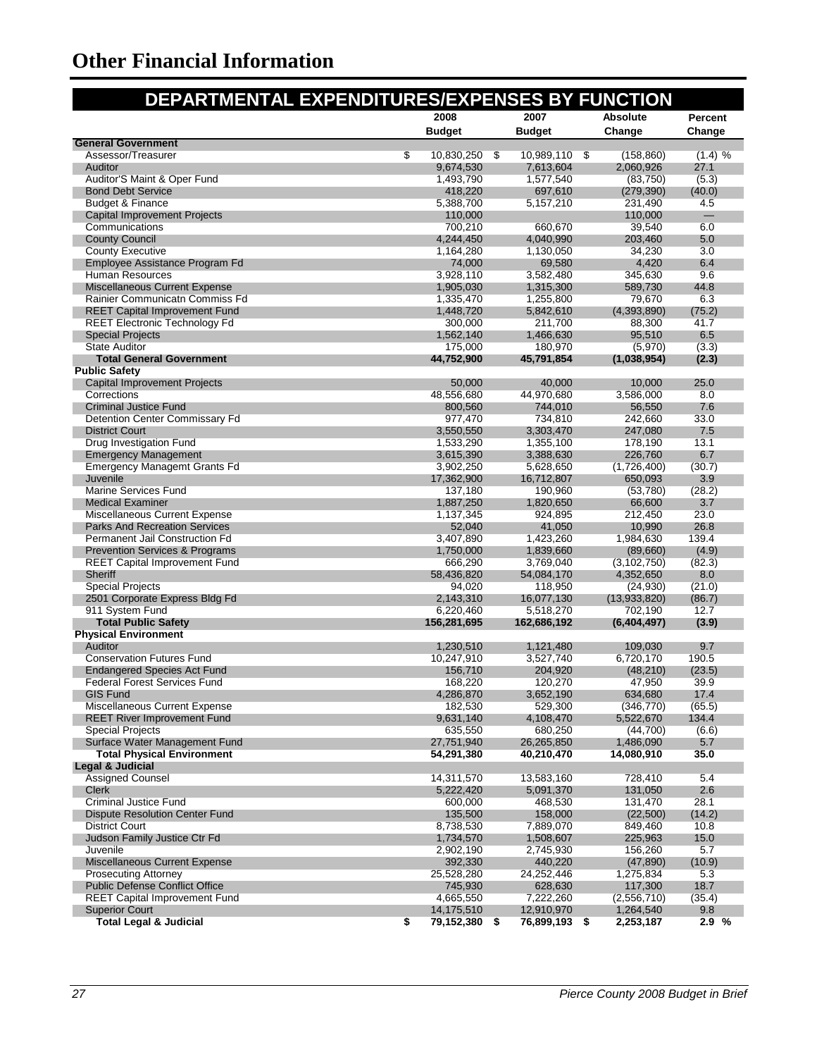# Other Financial Information

## DEPARTMENTAL EXPENDITURES/EXPENSES BY FUNCTION

| | 2008 Budget | 2007 Budget | Absolute Change | Percent Change |
|---|---|---|---|---|
| **General Government** | | | | |
| Assessor/Treasurer | $ 10,830,250 | $ 10,989,110 | $ (158,860) | (1.4) % |
| Auditor | 9,674,530 | 7,613,604 | 2,060,926 | 27.1 |
| Auditor'S Maint & Oper Fund | 1,493,790 | 1,577,540 | (83,750) | (5.3) |
| Bond Debt Service | 418,220 | 697,610 | (279,390) | (40.0) |
| Budget & Finance | 5,388,700 | 5,157,210 | 231,490 | 4.5 |
| Capital Improvement Projects | 110,000 | | 110,000 | — |
| Communications | 700,210 | 660,670 | 39,540 | 6.0 |
| County Council | 4,244,450 | 4,040,990 | 203,460 | 5.0 |
| County Executive | 1,164,280 | 1,130,050 | 34,230 | 3.0 |
| Employee Assistance Program Fd | 74,000 | 69,580 | 4,420 | 6.4 |
| Human Resources | 3,928,110 | 3,582,480 | 345,630 | 9.6 |
| Miscellaneous Current Expense | 1,905,030 | 1,315,300 | 589,730 | 44.8 |
| Rainier Communicatn Commiss Fd | 1,335,470 | 1,255,800 | 79,670 | 6.3 |
| REET Capital Improvement Fund | 1,448,720 | 5,842,610 | (4,393,890) | (75.2) |
| REET Electronic Technology Fd | 300,000 | 211,700 | 88,300 | 41.7 |
| Special Projects | 1,562,140 | 1,466,630 | 95,510 | 6.5 |
| State Auditor | 175,000 | 180,970 | (5,970) | (3.3) |
| **Total General Government** | **44,752,900** | **45,791,854** | **(1,038,954)** | **(2.3)** |
| **Public Safety** | | | | |
| Capital Improvement Projects | 50,000 | 40,000 | 10,000 | 25.0 |
| Corrections | 48,556,680 | 44,970,680 | 3,586,000 | 8.0 |
| Criminal Justice Fund | 800,560 | 744,010 | 56,550 | 7.6 |
| Detention Center Commissary Fd | 977,470 | 734,810 | 242,660 | 33.0 |
| District Court | 3,550,550 | 3,303,470 | 247,080 | 7.5 |
| Drug Investigation Fund | 1,533,290 | 1,355,100 | 178,190 | 13.1 |
| Emergency Management | 3,615,390 | 3,388,630 | 226,760 | 6.7 |
| Emergency Managemt Grants Fd | 3,902,250 | 5,628,650 | (1,726,400) | (30.7) |
| Juvenile | 17,362,900 | 16,712,807 | 650,093 | 3.9 |
| Marine Services Fund | 137,180 | 190,960 | (53,780) | (28.2) |
| Medical Examiner | 1,887,250 | 1,820,650 | 66,600 | 3.7 |
| Miscellaneous Current Expense | 1,137,345 | 924,895 | 212,450 | 23.0 |
| Parks And Recreation Services | 52,040 | 41,050 | 10,990 | 26.8 |
| Permanent Jail Construction Fd | 3,407,890 | 1,423,260 | 1,984,630 | 139.4 |
| Prevention Services & Programs | 1,750,000 | 1,839,660 | (89,660) | (4.9) |
| REET Capital Improvement Fund | 666,290 | 3,769,040 | (3,102,750) | (82.3) |
| Sheriff | 58,436,820 | 54,084,170 | 4,352,650 | 8.0 |
| Special Projects | 94,020 | 118,950 | (24,930) | (21.0) |
| 2501 Corporate Express Bldg Fd | 2,143,310 | 16,077,130 | (13,933,820) | (86.7) |
| 911 System Fund | 6,220,460 | 5,518,270 | 702,190 | 12.7 |
| **Total Public Safety** | **156,281,695** | **162,686,192** | **(6,404,497)** | **(3.9)** |
| **Physical Environment** | | | | |
| Auditor | 1,230,510 | 1,121,480 | 109,030 | 9.7 |
| Conservation Futures Fund | 10,247,910 | 3,527,740 | 6,720,170 | 190.5 |
| Endangered Species Act Fund | 156,710 | 204,920 | (48,210) | (23.5) |
| Federal Forest Services Fund | 168,220 | 120,270 | 47,950 | 39.9 |
| GIS Fund | 4,286,870 | 3,652,190 | 634,680 | 17.4 |
| Miscellaneous Current Expense | 182,530 | 529,300 | (346,770) | (65.5) |
| REET River Improvement Fund | 9,631,140 | 4,108,470 | 5,522,670 | 134.4 |
| Special Projects | 635,550 | 680,250 | (44,700) | (6.6) |
| Surface Water Management Fund | 27,751,940 | 26,265,850 | 1,486,090 | 5.7 |
| **Total Physical Environment** | **54,291,380** | **40,210,470** | **14,080,910** | **35.0** |
| **Legal & Judicial** | | | | |
| Assigned Counsel | 14,311,570 | 13,583,160 | 728,410 | 5.4 |
| Clerk | 5,222,420 | 5,091,370 | 131,050 | 2.6 |
| Criminal Justice Fund | 600,000 | 468,530 | 131,470 | 28.1 |
| Dispute Resolution Center Fund | 135,500 | 158,000 | (22,500) | (14.2) |
| District Court | 8,738,530 | 7,889,070 | 849,460 | 10.8 |
| Judson Family Justice Ctr Fd | 1,734,570 | 1,508,607 | 225,963 | 15.0 |
| Juvenile | 2,902,190 | 2,745,930 | 156,260 | 5.7 |
| Miscellaneous Current Expense | 392,330 | 440,220 | (47,890) | (10.9) |
| Prosecuting Attorney | 25,528,280 | 24,252,446 | 1,275,834 | 5.3 |
| Public Defense Conflict Office | 745,930 | 628,630 | 117,300 | 18.7 |
| REET Capital Improvement Fund | 4,665,550 | 7,222,260 | (2,556,710) | (35.4) |
| Superior Court | 14,175,510 | 12,910,970 | 1,264,540 | 9.8 |
| **Total Legal & Judicial** | **$ 79,152,380** | **$ 76,899,193** | **$ 2,253,187** | **2.9 %** |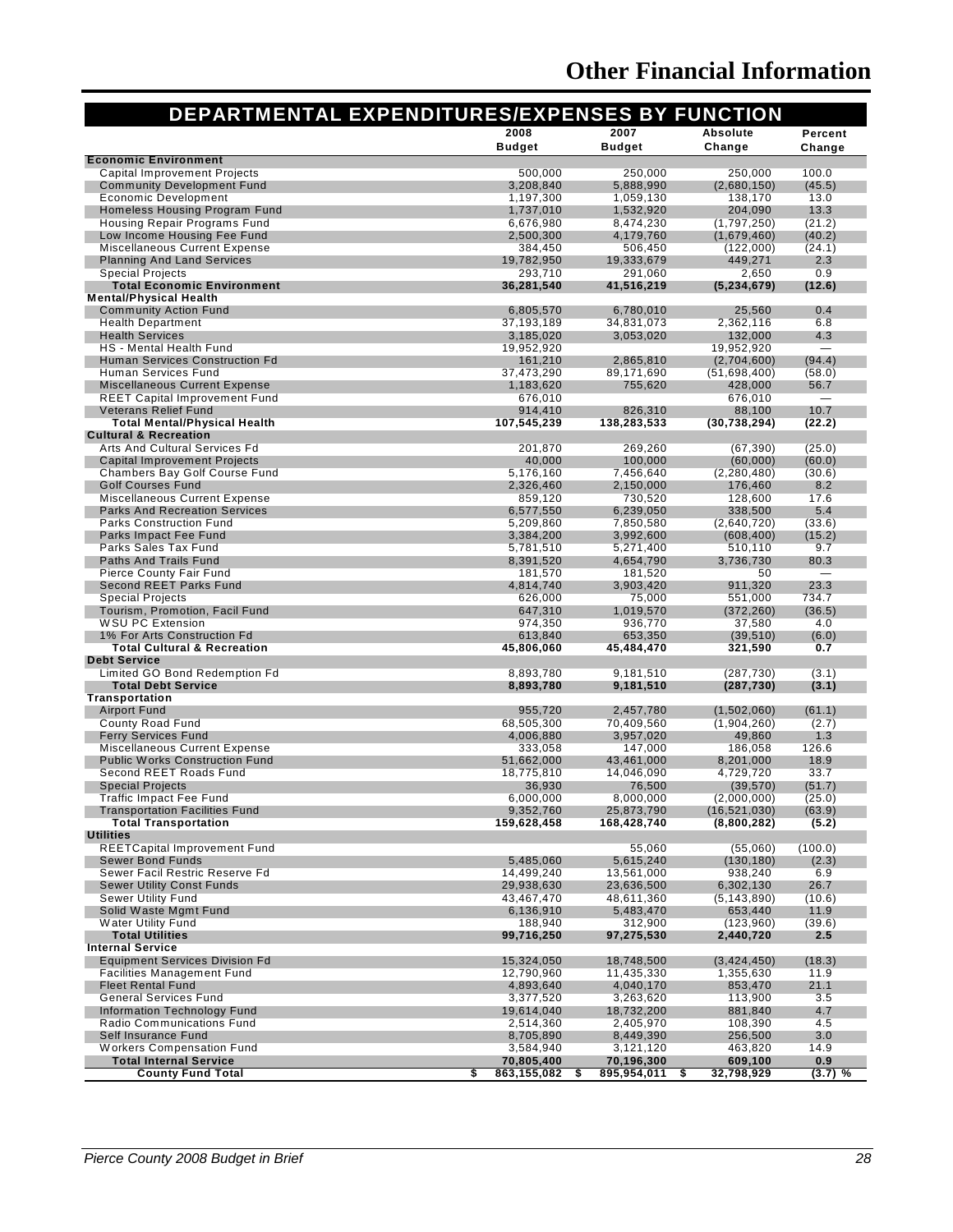# Other Financial Information

## DEPARTMENTAL EXPENDITURES/EXPENSES BY FUNCTION

| | 2008 Budget | 2007 Budget | Absolute Change | Percent Change |
|---|---|---|---|---|
| **Economic Environment** | | | | |
| Capital Improvement Projects | 500,000 | 250,000 | 250,000 | 100.0 |
| Community Development Fund | 3,208,840 | 5,888,990 | (2,680,150) | (45.5) |
| Economic Development | 1,197,300 | 1,059,130 | 138,170 | 13.0 |
| Homeless Housing Program Fund | 1,737,010 | 1,532,920 | 204,090 | 13.3 |
| Housing Repair Programs Fund | 6,676,980 | 8,474,230 | (1,797,250) | (21.2) |
| Low Income Housing Fee Fund | 2,500,300 | 4,179,760 | (1,679,460) | (40.2) |
| Miscellaneous Current Expense | 384,450 | 506,450 | (122,000) | (24.1) |
| Planning And Land Services | 19,782,950 | 19,333,679 | 449,271 | 2.3 |
| Special Projects | 293,710 | 291,060 | 2,650 | 0.9 |
| **Total Economic Environment** | **36,281,540** | **41,516,219** | **(5,234,679)** | **(12.6)** |
| **Mental/Physical Health** | | | | |
| Community Action Fund | 6,805,570 | 6,780,010 | 25,560 | 0.4 |
| Health Department | 37,193,189 | 34,831,073 | 2,362,116 | 6.8 |
| Health Services | 3,185,020 | 3,053,020 | 132,000 | 4.3 |
| HS - Mental Health Fund | 19,952,920 | | 19,952,920 | — |
| Human Services Construction Fd | 161,210 | 2,865,810 | (2,704,600) | (94.4) |
| Human Services Fund | 37,473,290 | 89,171,690 | (51,698,400) | (58.0) |
| Miscellaneous Current Expense | 1,183,620 | 755,620 | 428,000 | 56.7 |
| REET Capital Improvement Fund | 676,010 | | 676,010 | — |
| Veterans Relief Fund | 914,410 | 826,310 | 88,100 | 10.7 |
| **Total Mental/Physical Health** | **107,545,239** | **138,283,533** | **(30,738,294)** | **(22.2)** |
| **Cultural & Recreation** | | | | |
| Arts And Cultural Services Fd | 201,870 | 269,260 | (67,390) | (25.0) |
| Capital Improvement Projects | 40,000 | 100,000 | (60,000) | (60.0) |
| Chambers Bay Golf Course Fund | 5,176,160 | 7,456,640 | (2,280,480) | (30.6) |
| Golf Courses Fund | 2,326,460 | 2,150,000 | 176,460 | 8.2 |
| Miscellaneous Current Expense | 859,120 | 730,520 | 128,600 | 17.6 |
| Parks And Recreation Services | 6,577,550 | 6,239,050 | 338,500 | 5.4 |
| Parks Construction Fund | 5,209,860 | 7,850,580 | (2,640,720) | (33.6) |
| Parks Impact Fee Fund | 3,384,200 | 3,992,600 | (608,400) | (15.2) |
| Parks Sales Tax Fund | 5,781,510 | 5,271,400 | 510,110 | 9.7 |
| Paths And Trails Fund | 8,391,520 | 4,654,790 | 3,736,730 | 80.3 |
| Pierce County Fair Fund | 181,570 | 181,520 | 50 | — |
| Second REET Parks Fund | 4,814,740 | 3,903,420 | 911,320 | 23.3 |
| Special Projects | 626,000 | 75,000 | 551,000 | 734.7 |
| Tourism, Promotion, Facil Fund | 647,310 | 1,019,570 | (372,260) | (36.5) |
| WSU PC Extension | 974,350 | 936,770 | 37,580 | 4.0 |
| 1% For Arts Construction Fd | 613,840 | 653,350 | (39,510) | (6.0) |
| **Total Cultural & Recreation** | **45,806,060** | **45,484,470** | **321,590** | **0.7** |
| **Debt Service** | | | | |
| Limited GO Bond Redemption Fd | 8,893,780 | 9,181,510 | (287,730) | (3.1) |
| **Total Debt Service** | **8,893,780** | **9,181,510** | **(287,730)** | **(3.1)** |
| **Transportation** | | | | |
| Airport Fund | 955,720 | 2,457,780 | (1,502,060) | (61.1) |
| County Road Fund | 68,505,300 | 70,409,560 | (1,904,260) | (2.7) |
| Ferry Services Fund | 4,006,880 | 3,957,020 | 49,860 | 1.3 |
| Miscellaneous Current Expense | 333,058 | 147,000 | 186,058 | 126.6 |
| Public Works Construction Fund | 51,662,000 | 43,461,000 | 8,201,000 | 18.9 |
| Second REET Roads Fund | 18,775,810 | 14,046,090 | 4,729,720 | 33.7 |
| Special Projects | 36,930 | 76,500 | (39,570) | (51.7) |
| Traffic Impact Fee Fund | 6,000,000 | 8,000,000 | (2,000,000) | (25.0) |
| Transportation Facilities Fund | 9,352,760 | 25,873,790 | (16,521,030) | (63.9) |
| **Total Transportation** | **159,628,458** | **168,428,740** | **(8,800,282)** | **(5.2)** |
| **Utilities** | | | | |
| REETCapital Improvement Fund | | 55,060 | (55,060) | (100.0) |
| Sewer Bond Funds | 5,485,060 | 5,615,240 | (130,180) | (2.3) |
| Sewer Facil Restric Reserve Fd | 14,499,240 | 13,561,000 | 938,240 | 6.9 |
| Sewer Utility Const Funds | 29,938,630 | 23,636,500 | 6,302,130 | 26.7 |
| Sewer Utility Fund | 43,467,470 | 48,611,360 | (5,143,890) | (10.6) |
| Solid Waste Mgmt Fund | 6,136,910 | 5,483,470 | 653,440 | 11.9 |
| Water Utility Fund | 188,940 | 312,900 | (123,960) | (39.6) |
| **Total Utilities** | **99,716,250** | **97,275,530** | **2,440,720** | **2.5** |
| **Internal Service** | | | | |
| Equipment Services Division Fd | 15,324,050 | 18,748,500 | (3,424,450) | (18.3) |
| Facilities Management Fund | 12,790,960 | 11,435,330 | 1,355,630 | 11.9 |
| Fleet Rental Fund | 4,893,640 | 4,040,170 | 853,470 | 21.1 |
| General Services Fund | 3,377,520 | 3,263,620 | 113,900 | 3.5 |
| Information Technology Fund | 19,614,040 | 18,732,200 | 881,840 | 4.7 |
| Radio Communications Fund | 2,514,360 | 2,405,970 | 108,390 | 4.5 |
| Self Insurance Fund | 8,705,890 | 8,449,390 | 256,500 | 3.0 |
| Workers Compensation Fund | 3,584,940 | 3,121,120 | 463,820 | 14.9 |
| **Total Internal Service** | **70,805,400** | **70,196,300** | **609,100** | **0.9** |
| **County Fund Total** | **$ 863,155,082** | **$ 895,954,011** | **$ 32,798,929** | **(3.7) %** |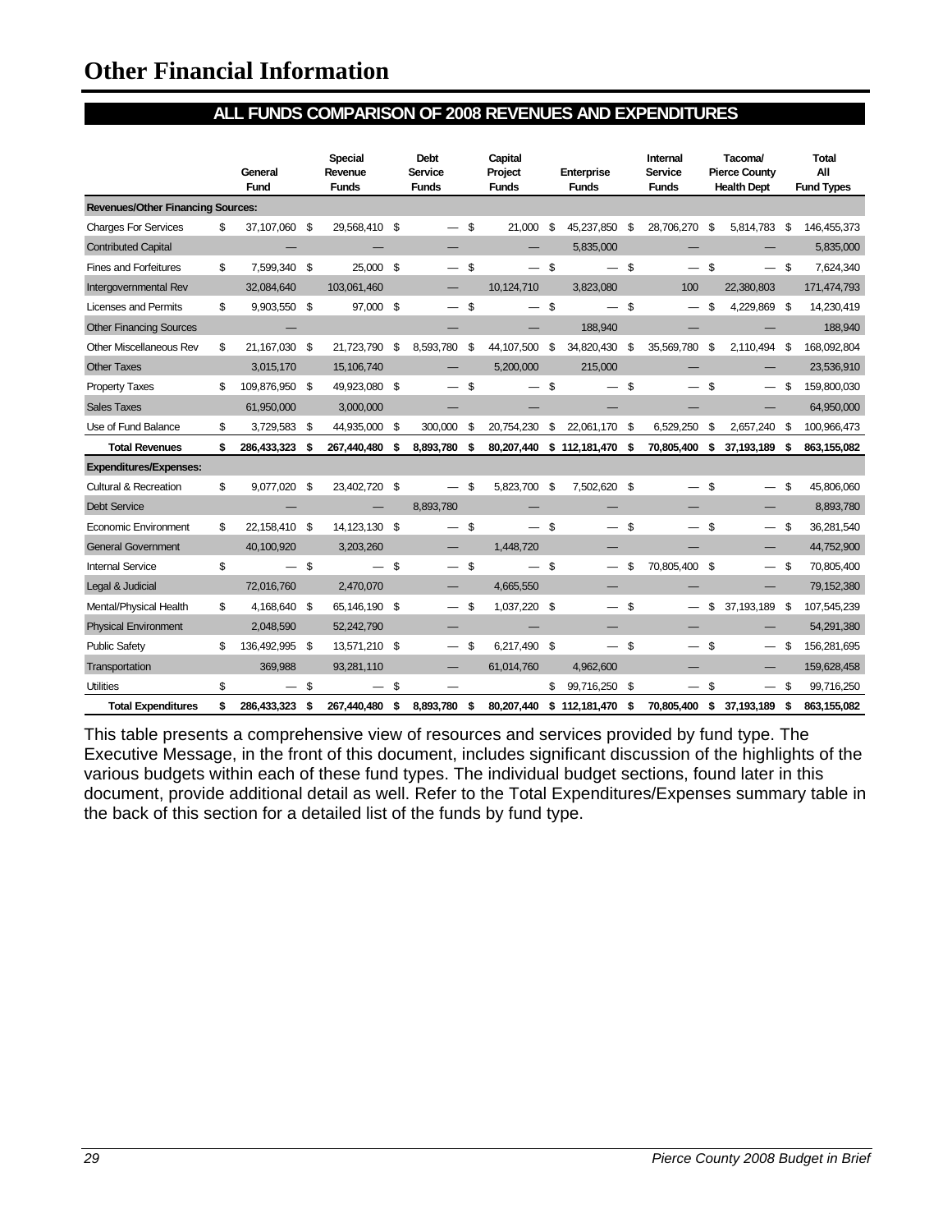# Other Financial Information

## ALL FUNDS COMPARISON OF 2008 REVENUES AND EXPENDITURES

| | General Fund | Special Revenue Funds | Debt Service Funds | Capital Project Funds | Enterprise Funds | Internal Service Funds | Tacoma/ Pierce County Health Dept | Total All Fund Types |
|---|---|---|---|---|---|---|---|---|
| **Revenues/Other Financing Sources:** | | | | | | | | |
| Charges For Services | $ 37,107,060 | $ 29,568,410 | $ — | $ 21,000 | $ 45,237,850 | $ 28,706,270 | $ 5,814,783 | $ 146,455,373 |
| Contributed Capital | — | — | — | — | 5,835,000 | — | — | 5,835,000 |
| Fines and Forfeitures | $ 7,599,340 | $ 25,000 | $ — | $ — | $ — | $ — | $ — | $ 7,624,340 |
| Intergovernmental Rev | 32,084,640 | 103,061,460 | — | 10,124,710 | 3,823,080 | 100 | 22,380,803 | 171,474,793 |
| Licenses and Permits | $ 9,903,550 | $ 97,000 | $ — | $ — | $ — | $ — | $ 4,229,869 | $ 14,230,419 |
| Other Financing Sources | — | | — | — | 188,940 | — | — | 188,940 |
| Other Miscellaneous Rev | $ 21,167,030 | $ 21,723,790 | $ 8,593,780 | $ 44,107,500 | $ 34,820,430 | $ 35,569,780 | $ 2,110,494 | $ 168,092,804 |
| Other Taxes | 3,015,170 | 15,106,740 | — | 5,200,000 | 215,000 | — | — | 23,536,910 |
| Property Taxes | $ 109,876,950 | $ 49,923,080 | $ — | $ — | $ — | $ — | $ — | $ 159,800,030 |
| Sales Taxes | 61,950,000 | 3,000,000 | — | — | — | — | — | 64,950,000 |
| Use of Fund Balance | $ 3,729,583 | $ 44,935,000 | $ 300,000 | $ 20,754,230 | $ 22,061,170 | $ 6,529,250 | $ 2,657,240 | $ 100,966,473 |
| **Total Revenues** | **$ 286,433,323** | **$ 267,440,480** | **$ 8,893,780** | **$ 80,207,440** | **$ 112,181,470** | **$ 70,805,400** | **$ 37,193,189** | **$ 863,155,082** |
| **Expenditures/Expenses:** | | | | | | | | |
| Cultural & Recreation | $ 9,077,020 | $ 23,402,720 | $ — | $ 5,823,700 | $ 7,502,620 | $ — | $ — | $ 45,806,060 |
| Debt Service | — | — | 8,893,780 | — | — | — | — | 8,893,780 |
| Economic Environment | $ 22,158,410 | $ 14,123,130 | $ — | $ — | $ — | $ — | $ — | $ 36,281,540 |
| General Government | 40,100,920 | 3,203,260 | — | 1,448,720 | — | — | — | 44,752,900 |
| Internal Service | $ — | $ — | $ — | $ — | $ — | $ 70,805,400 | $ — | $ 70,805,400 |
| Legal & Judicial | 72,016,760 | 2,470,070 | — | 4,665,550 | — | — | — | 79,152,380 |
| Mental/Physical Health | $ 4,168,640 | $ 65,146,190 | $ — | $ 1,037,220 | $ — | $ — | $ 37,193,189 | $ 107,545,239 |
| Physical Environment | 2,048,590 | 52,242,790 | — | — | — | — | — | 54,291,380 |
| Public Safety | $ 136,492,995 | $ 13,571,210 | $ — | $ 6,217,490 | $ — | $ — | $ — | $ 156,281,695 |
| Transportation | 369,988 | 93,281,110 | — | 61,014,760 | 4,962,600 | — | — | 159,628,458 |
| Utilities | $ — | $ — | $ — | | $ 99,716,250 | $ — | $ — | $ 99,716,250 |
| **Total Expenditures** | **$ 286,433,323** | **$ 267,440,480** | **$ 8,893,780** | **$ 80,207,440** | **$ 112,181,470** | **$ 70,805,400** | **$ 37,193,189** | **$ 863,155,082** |

This table presents a comprehensive view of resources and services provided by fund type. The Executive Message, in the front of this document, includes significant discussion of the highlights of the various budgets within each of these fund types. The individual budget sections, found later in this document, provide additional detail as well. Refer to the Total Expenditures/Expenses summary table in the back of this section for a detailed list of the funds by fund type.